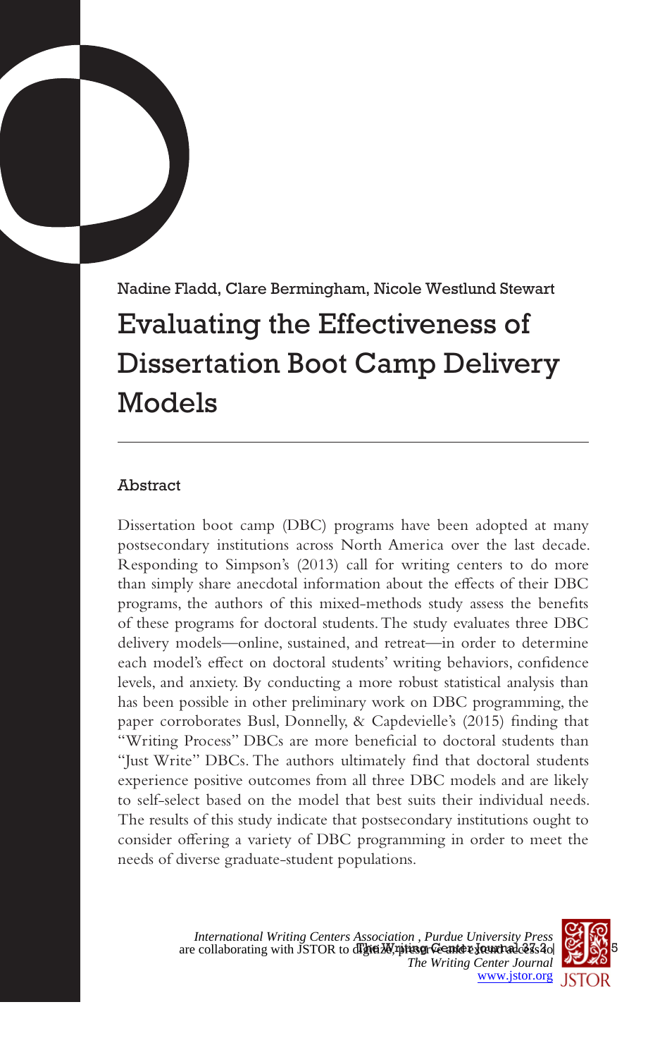Nadine Fladd, Clare Bermingham, Nicole Westlund Stewart

# Evaluating the Effectiveness of Dissertation Boot Camp Delivery Models

## Abstract

Dissertation boot camp (DBC) programs have been adopted at many postsecondary institutions across North America over the last decade. Responding to Simpson's (2013) call for writing centers to do more than simply share anecdotal information about the effects of their DBC programs, the authors of this mixed-methods study assess the benefits of these programs for doctoral students. The study evaluates three DBC delivery models—online, sustained, and retreat—in order to determine each model's effect on doctoral students' writing behaviors, confidence levels, and anxiety. By conducting a more robust statistical analysis than has been possible in other preliminary work on DBC programming, the paper corroborates Busl, Donnelly, & Capdevielle's (2015) finding that "Writing Process" DBCs are more beneficial to doctoral students than "Just Write" DBCs. The authors ultimately find that doctoral students experience positive outcomes from all three DBC models and are likely to self-select based on the model that best suits their individual needs. The results of this study indicate that postsecondary institutions ought to consider offering a variety of DBC programming in order to meet the needs of diverse graduate-student populations.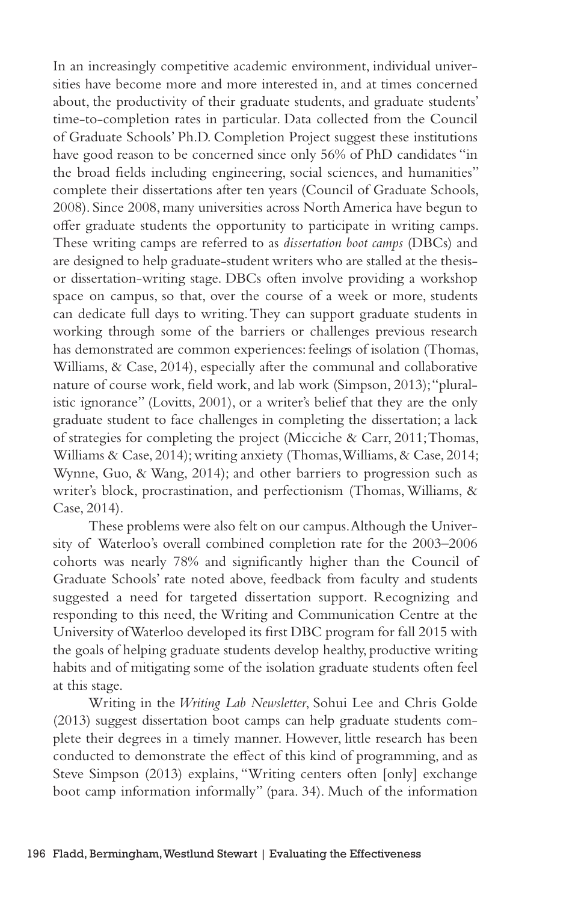In an increasingly competitive academic environment, individual universities have become more and more interested in, and at times concerned about, the productivity of their graduate students, and graduate students' time-to-completion rates in particular. Data collected from the Council of Graduate Schools' Ph.D. Completion Project suggest these institutions have good reason to be concerned since only 56% of PhD candidates "in the broad fields including engineering, social sciences, and humanities" complete their dissertations after ten years (Council of Graduate Schools, 2008). Since 2008, many universities across North America have begun to offer graduate students the opportunity to participate in writing camps. These writing camps are referred to as *dissertation boot camps* (DBCs) and are designed to help graduate-student writers who are stalled at the thesis- or dissertation-writing stage. DBCs often involve providing a workshop space on campus, so that, over the course of a week or more, students can dedicate full days to writing. They can support graduate students in working through some of the barriers or challenges previous research has demonstrated are common experiences: feelings of isolation (Thomas, Williams, & Case, 2014), especially after the communal and collaborative nature of course work, field work, and lab work (Simpson, 2013); "pluralistic ignorance" (Lovitts, 2001), or a writer's belief that they are the only graduate student to face challenges in completing the dissertation; a lack of strategies for completing the project (Micciche & Carr, 2011; Thomas, Williams & Case, 2014); writing anxiety (Thomas, Williams, & Case, 2014; Wynne, Guo, & Wang, 2014); and other barriers to progression such as writer's block, procrastination, and perfectionism (Thomas, Williams, & Case, 2014).

These problems were also felt on our campus. Although the University of Waterloo's overall combined completion rate for the 2003–2006 cohorts was nearly 78% and significantly higher than the Council of Graduate Schools' rate noted above, feedback from faculty and students suggested a need for targeted dissertation support. Recognizing and responding to this need, the Writing and Communication Centre at the University of Waterloo developed its first DBC program for fall 2015 with the goals of helping graduate students develop healthy, productive writing habits and of mitigating some of the isolation graduate students often feel at this stage.

Writing in the *Writing Lab Newsletter*, Sohui Lee and Chris Golde (2013) suggest dissertation boot camps can help graduate students complete their degrees in a timely manner. However, little research has been conducted to demonstrate the effect of this kind of programming, and as Steve Simpson (2013) explains, "Writing centers often [only] exchange boot camp information informally" (para. 34). Much of the information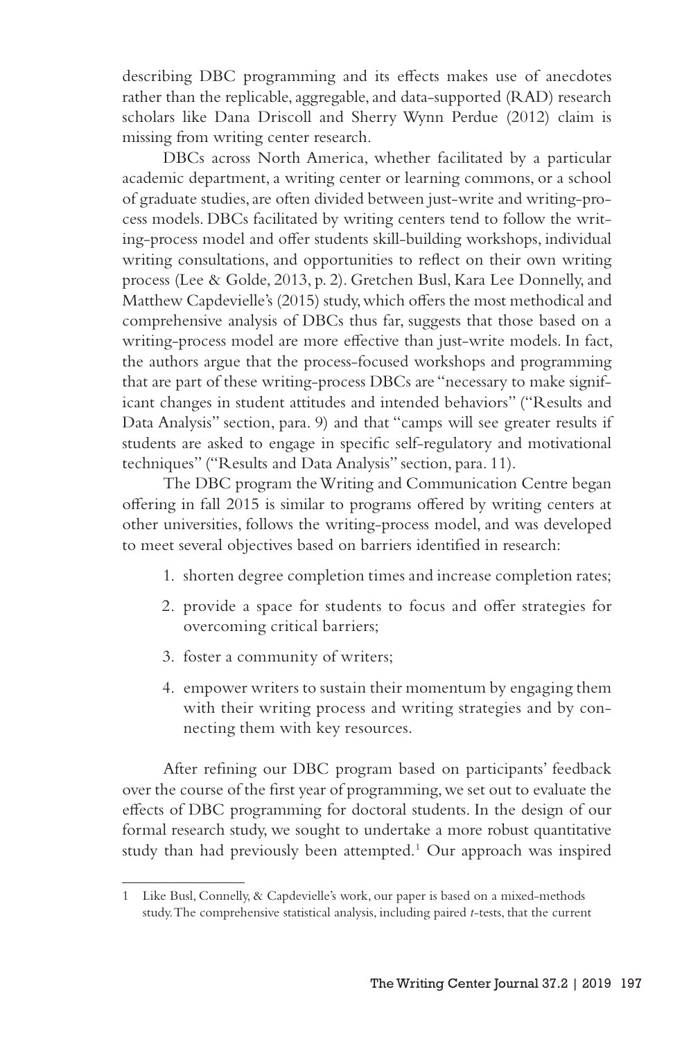describing DBC programming and its effects makes use of anecdotes rather than the replicable, aggregable, and data-supported (RAD) research scholars like Dana Driscoll and Sherry Wynn Perdue (2012) claim is missing from writing center research.

DBCs across North America, whether facilitated by a particular academic department, a writing center or learning commons, or a school of graduate studies, are often divided between just-write and writing-process models. DBCs facilitated by writing centers tend to follow the writing-process model and offer students skill-building workshops, individual writing consultations, and opportunities to reflect on their own writing process (Lee & Golde, 2013, p. 2). Gretchen Busl, Kara Lee Donnelly, and Matthew Capdevielle's (2015) study, which offers the most methodical and comprehensive analysis of DBCs thus far, suggests that those based on a writing-process model are more effective than just-write models. In fact, the authors argue that the process-focused workshops and programming that are part of these writing-process DBCs are "necessary to make significant changes in student attitudes and intended behaviors" ("Results and Data Analysis" section, para. 9) and that "camps will see greater results if students are asked to engage in specific self-regulatory and motivational techniques" ("Results and Data Analysis" section, para. 11).

The DBC program the Writing and Communication Centre began offering in fall 2015 is similar to programs offered by writing centers at other universities, follows the writing-process model, and was developed to meet several objectives based on barriers identified in research:

1. shorten degree completion times and increase completion rates;
2. provide a space for students to focus and offer strategies for overcoming critical barriers;
3. foster a community of writers;
4. empower writers to sustain their momentum by engaging them with their writing process and writing strategies and by connecting them with key resources.

After refining our DBC program based on participants' feedback over the course of the first year of programming, we set out to evaluate the effects of DBC programming for doctoral students. In the design of our formal research study, we sought to undertake a more robust quantitative study than had previously been attempted.[1] Our approach was inspired

---

[1] Like Busl, Connelly, & Capdevielle's work, our paper is based on a mixed-methods study. The comprehensive statistical analysis, including paired *t*-tests, that the current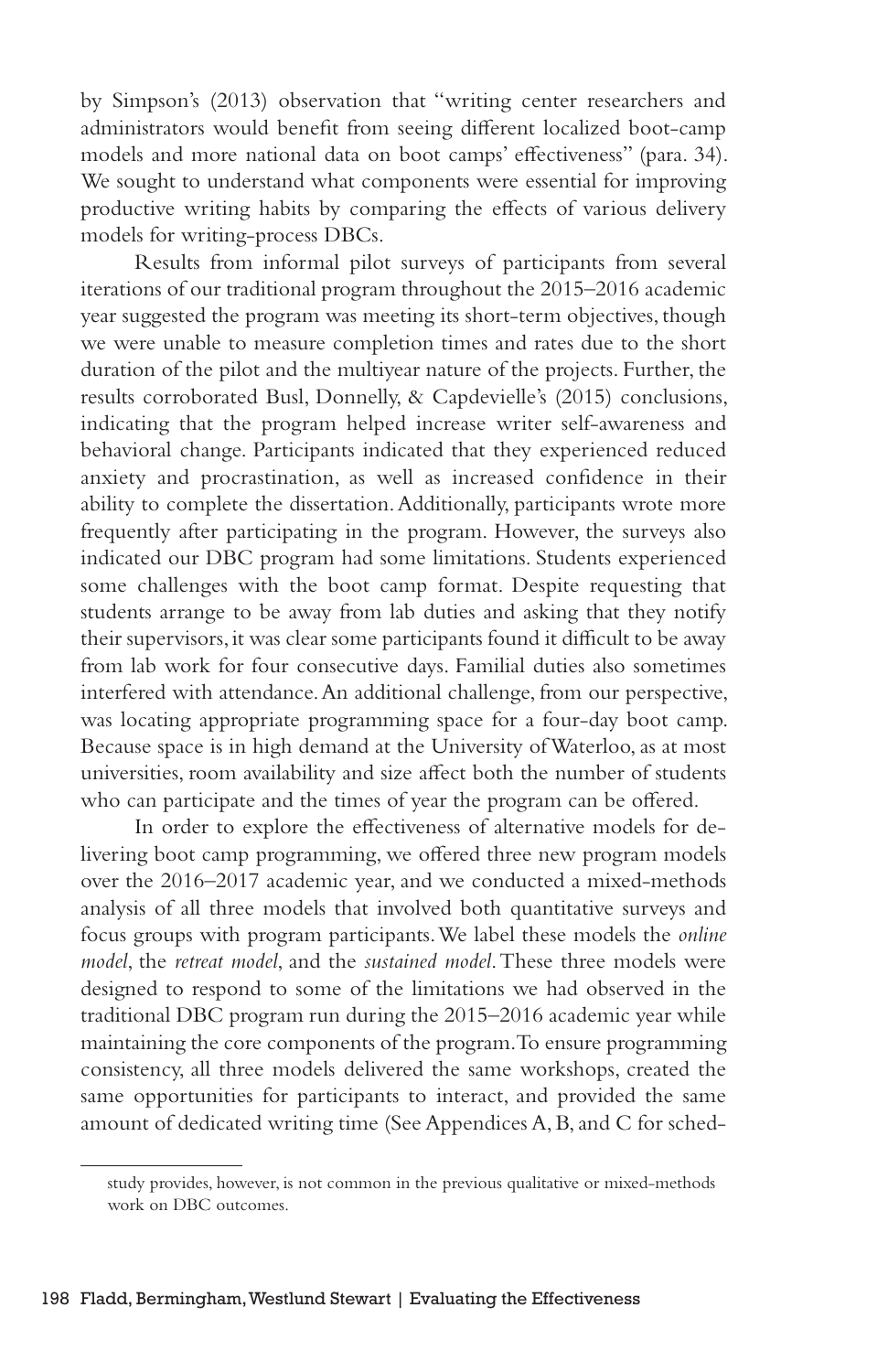by Simpson's (2013) observation that "writing center researchers and administrators would benefit from seeing different localized boot-camp models and more national data on boot camps' effectiveness" (para. 34). We sought to understand what components were essential for improving productive writing habits by comparing the effects of various delivery models for writing-process DBCs.

Results from informal pilot surveys of participants from several iterations of our traditional program throughout the 2015–2016 academic year suggested the program was meeting its short-term objectives, though we were unable to measure completion times and rates due to the short duration of the pilot and the multiyear nature of the projects. Further, the results corroborated Busl, Donnelly, & Capdevielle's (2015) conclusions, indicating that the program helped increase writer self-awareness and behavioral change. Participants indicated that they experienced reduced anxiety and procrastination, as well as increased confidence in their ability to complete the dissertation. Additionally, participants wrote more frequently after participating in the program. However, the surveys also indicated our DBC program had some limitations. Students experienced some challenges with the boot camp format. Despite requesting that students arrange to be away from lab duties and asking that they notify their supervisors, it was clear some participants found it difficult to be away from lab work for four consecutive days. Familial duties also sometimes interfered with attendance. An additional challenge, from our perspective, was locating appropriate programming space for a four-day boot camp. Because space is in high demand at the University of Waterloo, as at most universities, room availability and size affect both the number of students who can participate and the times of year the program can be offered.

In order to explore the effectiveness of alternative models for delivering boot camp programming, we offered three new program models over the 2016–2017 academic year, and we conducted a mixed-methods analysis of all three models that involved both quantitative surveys and focus groups with program participants. We label these models the *online model*, the *retreat model*, and the *sustained model*. These three models were designed to respond to some of the limitations we had observed in the traditional DBC program run during the 2015–2016 academic year while maintaining the core components of the program. To ensure programming consistency, all three models delivered the same workshops, created the same opportunities for participants to interact, and provided the same amount of dedicated writing time (See Appendices A, B, and C for sched-

study provides, however, is not common in the previous qualitative or mixed-methods work on DBC outcomes.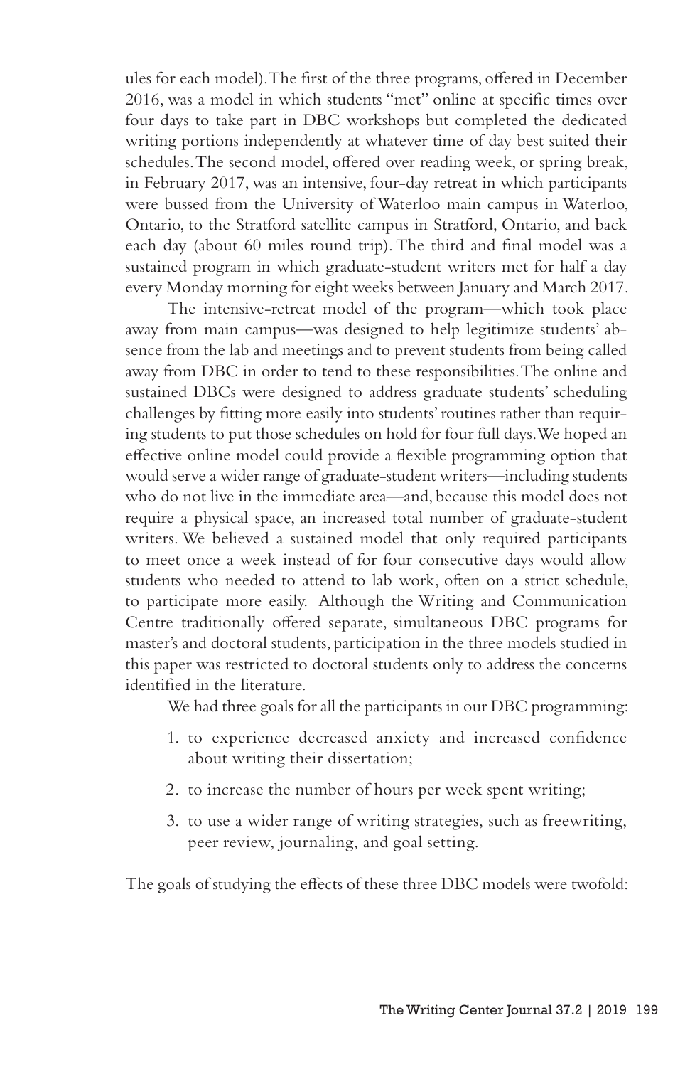ules for each model). The first of the three programs, offered in December 2016, was a model in which students "met" online at specific times over four days to take part in DBC workshops but completed the dedicated writing portions independently at whatever time of day best suited their schedules. The second model, offered over reading week, or spring break, in February 2017, was an intensive, four-day retreat in which participants were bussed from the University of Waterloo main campus in Waterloo, Ontario, to the Stratford satellite campus in Stratford, Ontario, and back each day (about 60 miles round trip). The third and final model was a sustained program in which graduate-student writers met for half a day every Monday morning for eight weeks between January and March 2017.

The intensive-retreat model of the program—which took place away from main campus—was designed to help legitimize students' absence from the lab and meetings and to prevent students from being called away from DBC in order to tend to these responsibilities. The online and sustained DBCs were designed to address graduate students' scheduling challenges by fitting more easily into students' routines rather than requiring students to put those schedules on hold for four full days. We hoped an effective online model could provide a flexible programming option that would serve a wider range of graduate-student writers—including students who do not live in the immediate area—and, because this model does not require a physical space, an increased total number of graduate-student writers. We believed a sustained model that only required participants to meet once a week instead of for four consecutive days would allow students who needed to attend to lab work, often on a strict schedule, to participate more easily. Although the Writing and Communication Centre traditionally offered separate, simultaneous DBC programs for master's and doctoral students, participation in the three models studied in this paper was restricted to doctoral students only to address the concerns identified in the literature.

We had three goals for all the participants in our DBC programming:

1. to experience decreased anxiety and increased confidence about writing their dissertation;
2. to increase the number of hours per week spent writing;
3. to use a wider range of writing strategies, such as freewriting, peer review, journaling, and goal setting.

The goals of studying the effects of these three DBC models were twofold: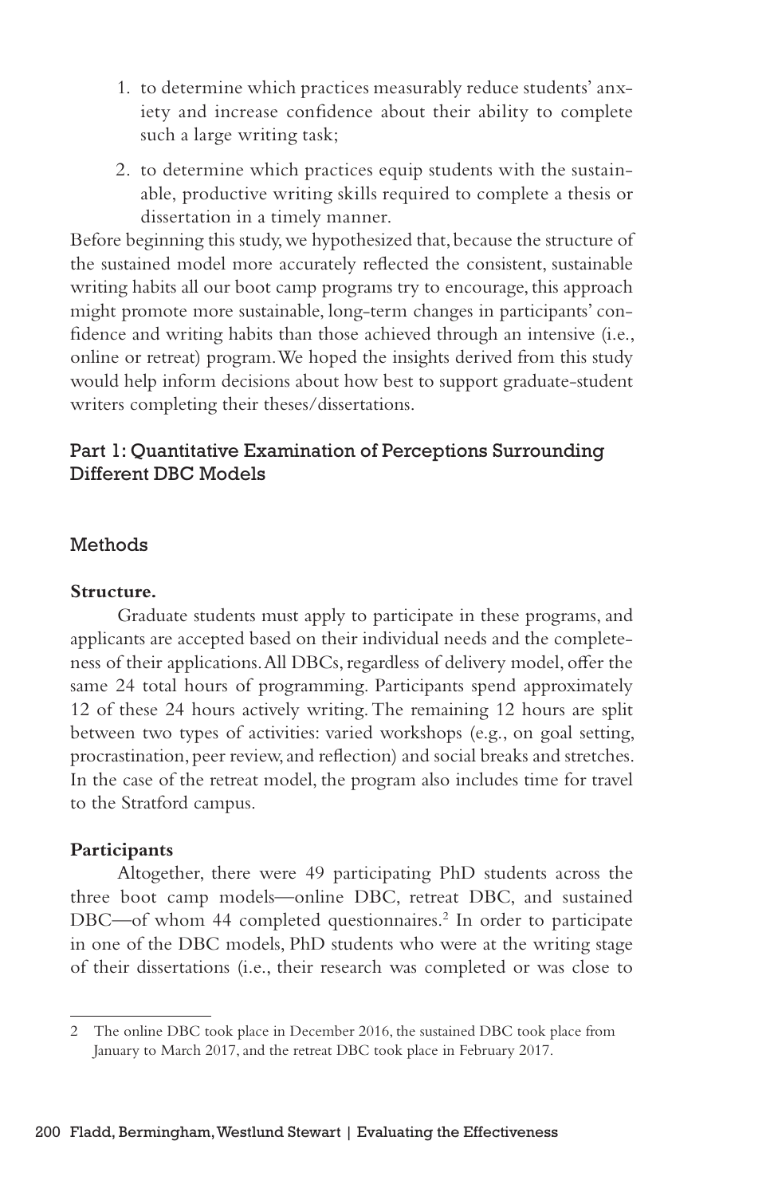1. to determine which practices measurably reduce students' anxiety and increase confidence about their ability to complete such a large writing task;
2. to determine which practices equip students with the sustainable, productive writing skills required to complete a thesis or dissertation in a timely manner.

Before beginning this study, we hypothesized that, because the structure of the sustained model more accurately reflected the consistent, sustainable writing habits all our boot camp programs try to encourage, this approach might promote more sustainable, long-term changes in participants' confidence and writing habits than those achieved through an intensive (i.e., online or retreat) program. We hoped the insights derived from this study would help inform decisions about how best to support graduate-student writers completing their theses/dissertations.

## Part 1: Quantitative Examination of Perceptions Surrounding Different DBC Models

### Methods

**Structure.**

Graduate students must apply to participate in these programs, and applicants are accepted based on their individual needs and the completeness of their applications. All DBCs, regardless of delivery model, offer the same 24 total hours of programming. Participants spend approximately 12 of these 24 hours actively writing. The remaining 12 hours are split between two types of activities: varied workshops (e.g., on goal setting, procrastination, peer review, and reflection) and social breaks and stretches. In the case of the retreat model, the program also includes time for travel to the Stratford campus.

**Participants**

Altogether, there were 49 participating PhD students across the three boot camp models—online DBC, retreat DBC, and sustained DBC—of whom 44 completed questionnaires.[2] In order to participate in one of the DBC models, PhD students who were at the writing stage of their dissertations (i.e., their research was completed or was close to

---

2 The online DBC took place in December 2016, the sustained DBC took place from January to March 2017, and the retreat DBC took place in February 2017.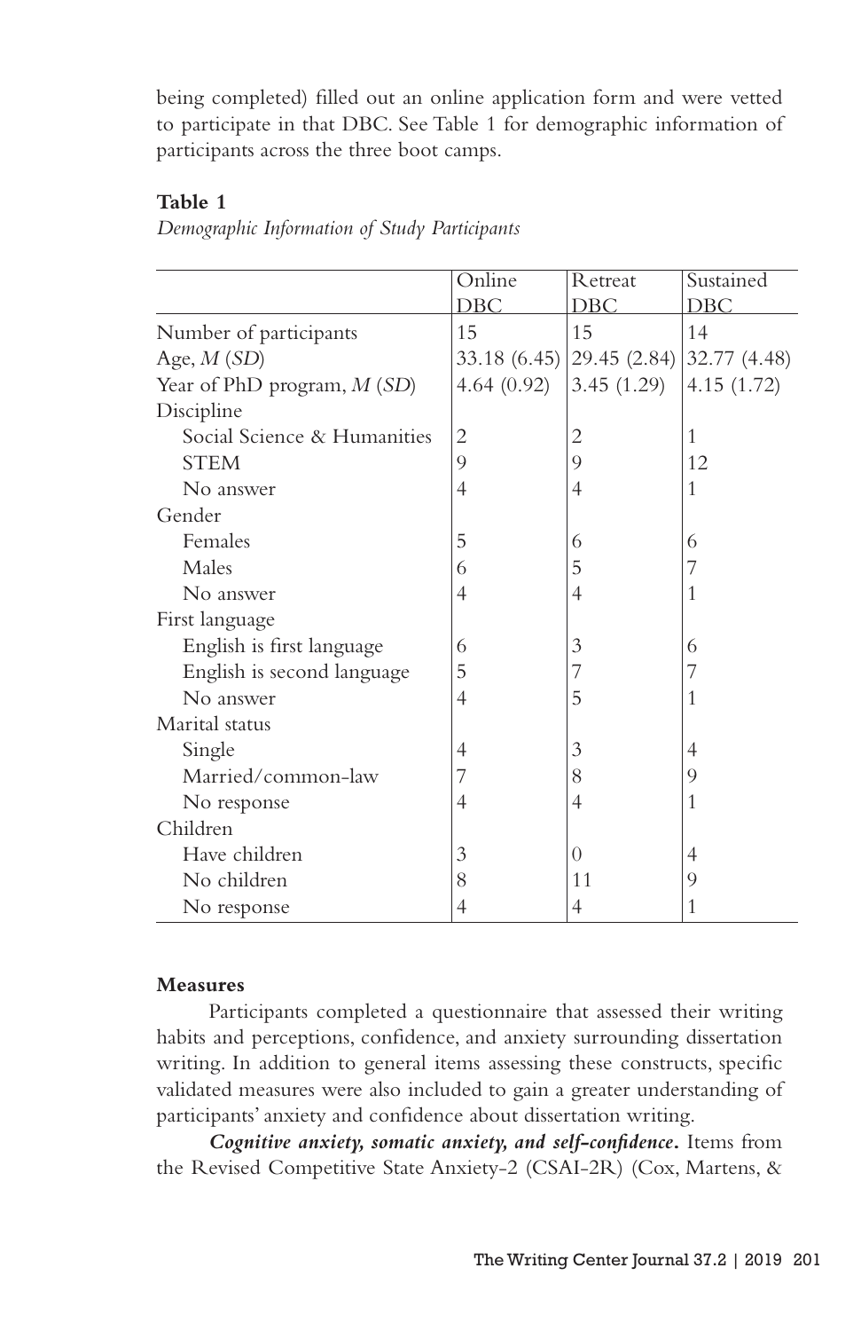being completed) filled out an online application form and were vetted to participate in that DBC. See Table 1 for demographic information of participants across the three boot camps.

**Table 1**

*Demographic Information of Study Participants*

| | Online DBC | Retreat DBC | Sustained DBC |
|---|---|---|---|
| Number of participants | 15 | 15 | 14 |
| Age, *M* (*SD*) | 33.18 (6.45) | 29.45 (2.84) | 32.77 (4.48) |
| Year of PhD program, *M* (*SD*) | 4.64 (0.92) | 3.45 (1.29) | 4.15 (1.72) |
| Discipline | | | |
| Social Science & Humanities | 2 | 2 | 1 |
| STEM | 9 | 9 | 12 |
| No answer | 4 | 4 | 1 |
| Gender | | | |
| Females | 5 | 6 | 6 |
| Males | 6 | 5 | 7 |
| No answer | 4 | 4 | 1 |
| First language | | | |
| English is first language | 6 | 3 | 6 |
| English is second language | 5 | 7 | 7 |
| No answer | 4 | 5 | 1 |
| Marital status | | | |
| Single | 4 | 3 | 4 |
| Married/common-law | 7 | 8 | 9 |
| No response | 4 | 4 | 1 |
| Children | | | |
| Have children | 3 | 0 | 4 |
| No children | 8 | 11 | 9 |
| No response | 4 | 4 | 1 |

### Measures

Participants completed a questionnaire that assessed their writing habits and perceptions, confidence, and anxiety surrounding dissertation writing. In addition to general items assessing these constructs, specific validated measures were also included to gain a greater understanding of participants' anxiety and confidence about dissertation writing.

***Cognitive anxiety, somatic anxiety, and self-confidence.*** Items from the Revised Competitive State Anxiety-2 (CSAI-2R) (Cox, Martens, &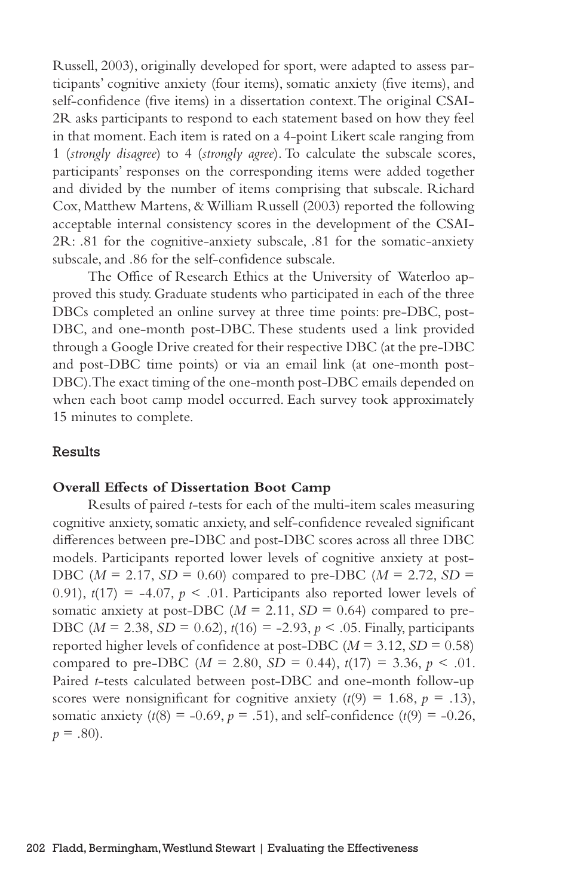Russell, 2003), originally developed for sport, were adapted to assess participants' cognitive anxiety (four items), somatic anxiety (five items), and self-confidence (five items) in a dissertation context. The original CSAI-2R asks participants to respond to each statement based on how they feel in that moment. Each item is rated on a 4-point Likert scale ranging from 1 (*strongly disagree*) to 4 (*strongly agree*). To calculate the subscale scores, participants' responses on the corresponding items were added together and divided by the number of items comprising that subscale. Richard Cox, Matthew Martens, & William Russell (2003) reported the following acceptable internal consistency scores in the development of the CSAI-2R: .81 for the cognitive-anxiety subscale, .81 for the somatic-anxiety subscale, and .86 for the self-confidence subscale.

The Office of Research Ethics at the University of Waterloo approved this study. Graduate students who participated in each of the three DBCs completed an online survey at three time points: pre-DBC, post-DBC, and one-month post-DBC. These students used a link provided through a Google Drive created for their respective DBC (at the pre-DBC and post-DBC time points) or via an email link (at one-month post-DBC). The exact timing of the one-month post-DBC emails depended on when each boot camp model occurred. Each survey took approximately 15 minutes to complete.

## Results

### Overall Effects of Dissertation Boot Camp

Results of paired *t*-tests for each of the multi-item scales measuring cognitive anxiety, somatic anxiety, and self-confidence revealed significant differences between pre-DBC and post-DBC scores across all three DBC models. Participants reported lower levels of cognitive anxiety at post-DBC ($M = 2.17$, $SD = 0.60$) compared to pre-DBC ($M = 2.72$, $SD = 0.91$), $t(17) = -4.07$, $p < .01$. Participants also reported lower levels of somatic anxiety at post-DBC ($M = 2.11$, $SD = 0.64$) compared to pre-DBC ($M = 2.38$, $SD = 0.62$), $t(16) = -2.93$, $p < .05$. Finally, participants reported higher levels of confidence at post-DBC ($M = 3.12$, $SD = 0.58$) compared to pre-DBC ($M = 2.80$, $SD = 0.44$), $t(17) = 3.36$, $p < .01$. Paired *t*-tests calculated between post-DBC and one-month follow-up scores were nonsignificant for cognitive anxiety ($t(9) = 1.68$, $p = .13$), somatic anxiety ($t(8) = -0.69$, $p = .51$), and self-confidence ($t(9) = -0.26$, $p = .80$).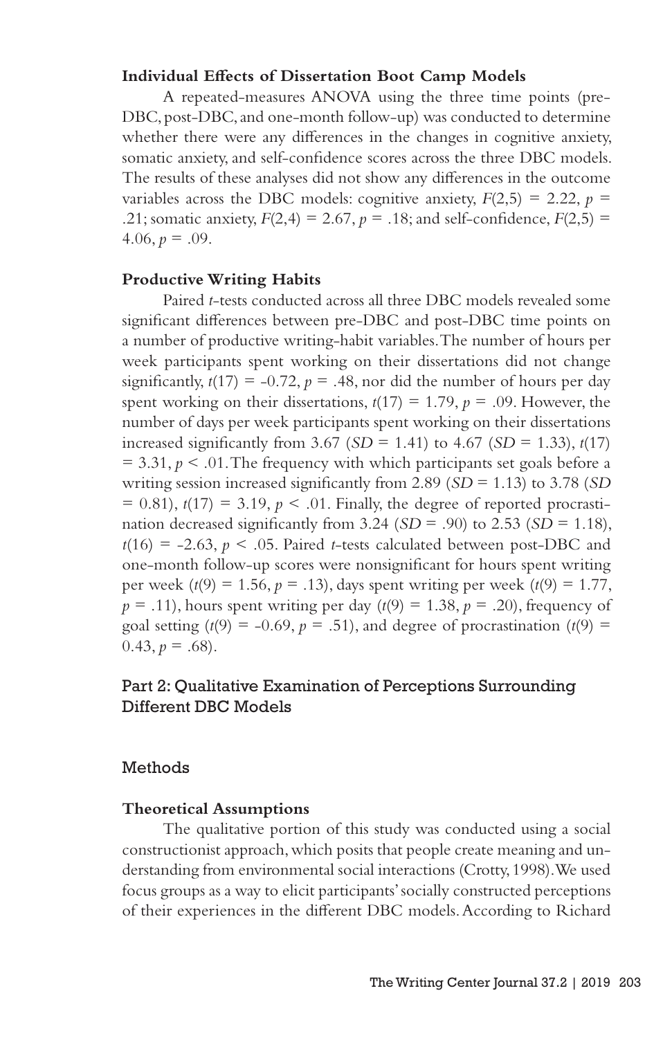### Individual Effects of Dissertation Boot Camp Models

A repeated-measures ANOVA using the three time points (pre-DBC, post-DBC, and one-month follow-up) was conducted to determine whether there were any differences in the changes in cognitive anxiety, somatic anxiety, and self-confidence scores across the three DBC models. The results of these analyses did not show any differences in the outcome variables across the DBC models: cognitive anxiety, $F(2,5) = 2.22$, $p = .21$; somatic anxiety, $F(2,4) = 2.67$, $p = .18$; and self-confidence, $F(2,5) = 4.06$, $p = .09$.

### Productive Writing Habits

Paired *t*-tests conducted across all three DBC models revealed some significant differences between pre-DBC and post-DBC time points on a number of productive writing-habit variables. The number of hours per week participants spent working on their dissertations did not change significantly, $t(17) = -0.72$, $p = .48$, nor did the number of hours per day spent working on their dissertations, $t(17) = 1.79$, $p = .09$. However, the number of days per week participants spent working on their dissertations increased significantly from 3.67 ($SD = 1.41$) to 4.67 ($SD = 1.33$), $t(17) = 3.31$, $p < .01$. The frequency with which participants set goals before a writing session increased significantly from 2.89 ($SD = 1.13$) to 3.78 ($SD = 0.81$), $t(17) = 3.19$, $p < .01$. Finally, the degree of reported procrastination decreased significantly from 3.24 ($SD = .90$) to 2.53 ($SD = 1.18$), $t(16) = -2.63$, $p < .05$. Paired *t*-tests calculated between post-DBC and one-month follow-up scores were nonsignificant for hours spent writing per week ($t(9) = 1.56$, $p = .13$), days spent writing per week ($t(9) = 1.77$, $p = .11$), hours spent writing per day ($t(9) = 1.38$, $p = .20$), frequency of goal setting ($t(9) = -0.69$, $p = .51$), and degree of procrastination ($t(9) = 0.43$, $p = .68$).

## Part 2: Qualitative Examination of Perceptions Surrounding Different DBC Models

## Methods

### Theoretical Assumptions

The qualitative portion of this study was conducted using a social constructionist approach, which posits that people create meaning and understanding from environmental social interactions (Crotty, 1998). We used focus groups as a way to elicit participants' socially constructed perceptions of their experiences in the different DBC models. According to Richard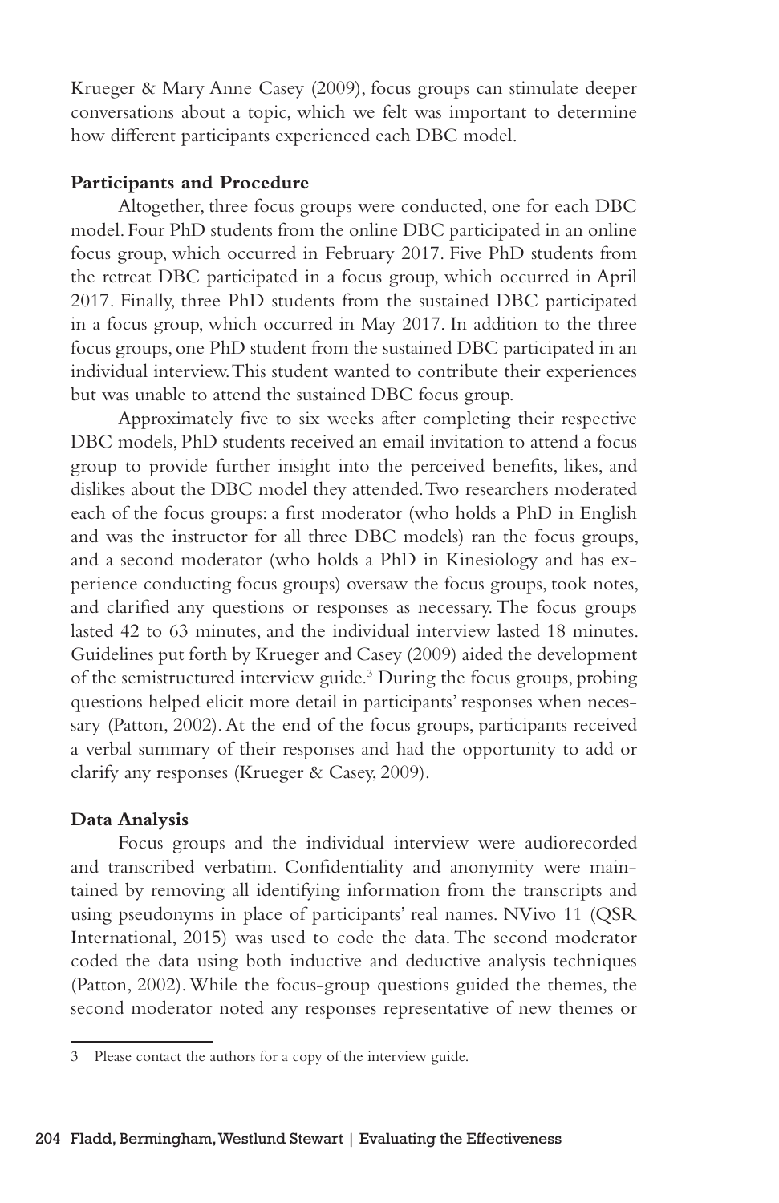Krueger & Mary Anne Casey (2009), focus groups can stimulate deeper conversations about a topic, which we felt was important to determine how different participants experienced each DBC model.

**Participants and Procedure**

Altogether, three focus groups were conducted, one for each DBC model. Four PhD students from the online DBC participated in an online focus group, which occurred in February 2017. Five PhD students from the retreat DBC participated in a focus group, which occurred in April 2017. Finally, three PhD students from the sustained DBC participated in a focus group, which occurred in May 2017. In addition to the three focus groups, one PhD student from the sustained DBC participated in an individual interview. This student wanted to contribute their experiences but was unable to attend the sustained DBC focus group.

Approximately five to six weeks after completing their respective DBC models, PhD students received an email invitation to attend a focus group to provide further insight into the perceived benefits, likes, and dislikes about the DBC model they attended. Two researchers moderated each of the focus groups: a first moderator (who holds a PhD in English and was the instructor for all three DBC models) ran the focus groups, and a second moderator (who holds a PhD in Kinesiology and has experience conducting focus groups) oversaw the focus groups, took notes, and clarified any questions or responses as necessary. The focus groups lasted 42 to 63 minutes, and the individual interview lasted 18 minutes. Guidelines put forth by Krueger and Casey (2009) aided the development of the semistructured interview guide.[3] During the focus groups, probing questions helped elicit more detail in participants' responses when necessary (Patton, 2002). At the end of the focus groups, participants received a verbal summary of their responses and had the opportunity to add or clarify any responses (Krueger & Casey, 2009).

**Data Analysis**

Focus groups and the individual interview were audiorecorded and transcribed verbatim. Confidentiality and anonymity were maintained by removing all identifying information from the transcripts and using pseudonyms in place of participants' real names. NVivo 11 (QSR International, 2015) was used to code the data. The second moderator coded the data using both inductive and deductive analysis techniques (Patton, 2002). While the focus-group questions guided the themes, the second moderator noted any responses representative of new themes or

3 Please contact the authors for a copy of the interview guide.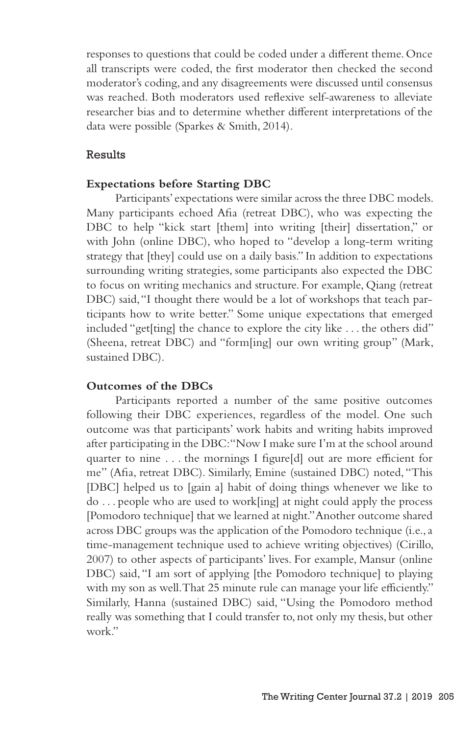responses to questions that could be coded under a different theme. Once all transcripts were coded, the first moderator then checked the second moderator's coding, and any disagreements were discussed until consensus was reached. Both moderators used reflexive self-awareness to alleviate researcher bias and to determine whether different interpretations of the data were possible (Sparkes & Smith, 2014).

## Results

### Expectations before Starting DBC

Participants' expectations were similar across the three DBC models. Many participants echoed Afia (retreat DBC), who was expecting the DBC to help "kick start [them] into writing [their] dissertation," or with John (online DBC), who hoped to "develop a long-term writing strategy that [they] could use on a daily basis." In addition to expectations surrounding writing strategies, some participants also expected the DBC to focus on writing mechanics and structure. For example, Qiang (retreat DBC) said, "I thought there would be a lot of workshops that teach participants how to write better." Some unique expectations that emerged included "get[ting] the chance to explore the city like . . . the others did" (Sheena, retreat DBC) and "form[ing] our own writing group" (Mark, sustained DBC).

### Outcomes of the DBCs

Participants reported a number of the same positive outcomes following their DBC experiences, regardless of the model. One such outcome was that participants' work habits and writing habits improved after participating in the DBC: "Now I make sure I'm at the school around quarter to nine . . . the mornings I figure[d] out are more efficient for me" (Afia, retreat DBC). Similarly, Emine (sustained DBC) noted, "This [DBC] helped us to [gain a] habit of doing things whenever we like to do . . . people who are used to work[ing] at night could apply the process [Pomodoro technique] that we learned at night." Another outcome shared across DBC groups was the application of the Pomodoro technique (i.e., a time-management technique used to achieve writing objectives) (Cirillo, 2007) to other aspects of participants' lives. For example, Mansur (online DBC) said, "I am sort of applying [the Pomodoro technique] to playing with my son as well. That 25 minute rule can manage your life efficiently." Similarly, Hanna (sustained DBC) said, "Using the Pomodoro method really was something that I could transfer to, not only my thesis, but other work."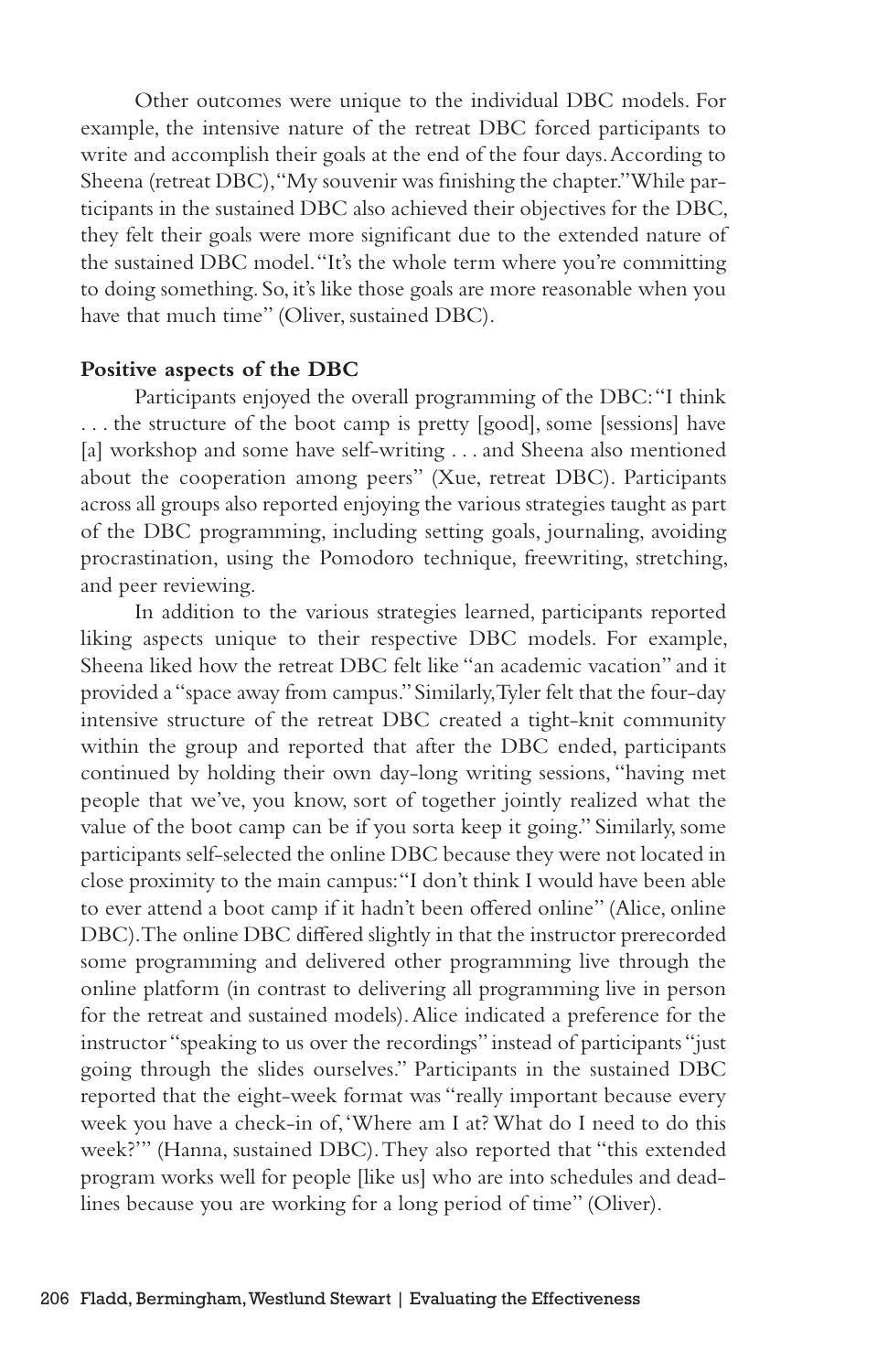Other outcomes were unique to the individual DBC models. For example, the intensive nature of the retreat DBC forced participants to write and accomplish their goals at the end of the four days. According to Sheena (retreat DBC), "My souvenir was finishing the chapter." While participants in the sustained DBC also achieved their objectives for the DBC, they felt their goals were more significant due to the extended nature of the sustained DBC model. "It's the whole term where you're committing to doing something. So, it's like those goals are more reasonable when you have that much time" (Oliver, sustained DBC).

**Positive aspects of the DBC**

Participants enjoyed the overall programming of the DBC: "I think . . . the structure of the boot camp is pretty [good], some [sessions] have [a] workshop and some have self-writing . . . and Sheena also mentioned about the cooperation among peers" (Xue, retreat DBC). Participants across all groups also reported enjoying the various strategies taught as part of the DBC programming, including setting goals, journaling, avoiding procrastination, using the Pomodoro technique, freewriting, stretching, and peer reviewing.

In addition to the various strategies learned, participants reported liking aspects unique to their respective DBC models. For example, Sheena liked how the retreat DBC felt like "an academic vacation" and it provided a "space away from campus." Similarly, Tyler felt that the four-day intensive structure of the retreat DBC created a tight-knit community within the group and reported that after the DBC ended, participants continued by holding their own day-long writing sessions, "having met people that we've, you know, sort of together jointly realized what the value of the boot camp can be if you sorta keep it going." Similarly, some participants self-selected the online DBC because they were not located in close proximity to the main campus: "I don't think I would have been able to ever attend a boot camp if it hadn't been offered online" (Alice, online DBC). The online DBC differed slightly in that the instructor prerecorded some programming and delivered other programming live through the online platform (in contrast to delivering all programming live in person for the retreat and sustained models). Alice indicated a preference for the instructor "speaking to us over the recordings" instead of participants "just going through the slides ourselves." Participants in the sustained DBC reported that the eight-week format was "really important because every week you have a check-in of, 'Where am I at? What do I need to do this week?'" (Hanna, sustained DBC). They also reported that "this extended program works well for people [like us] who are into schedules and deadlines because you are working for a long period of time" (Oliver).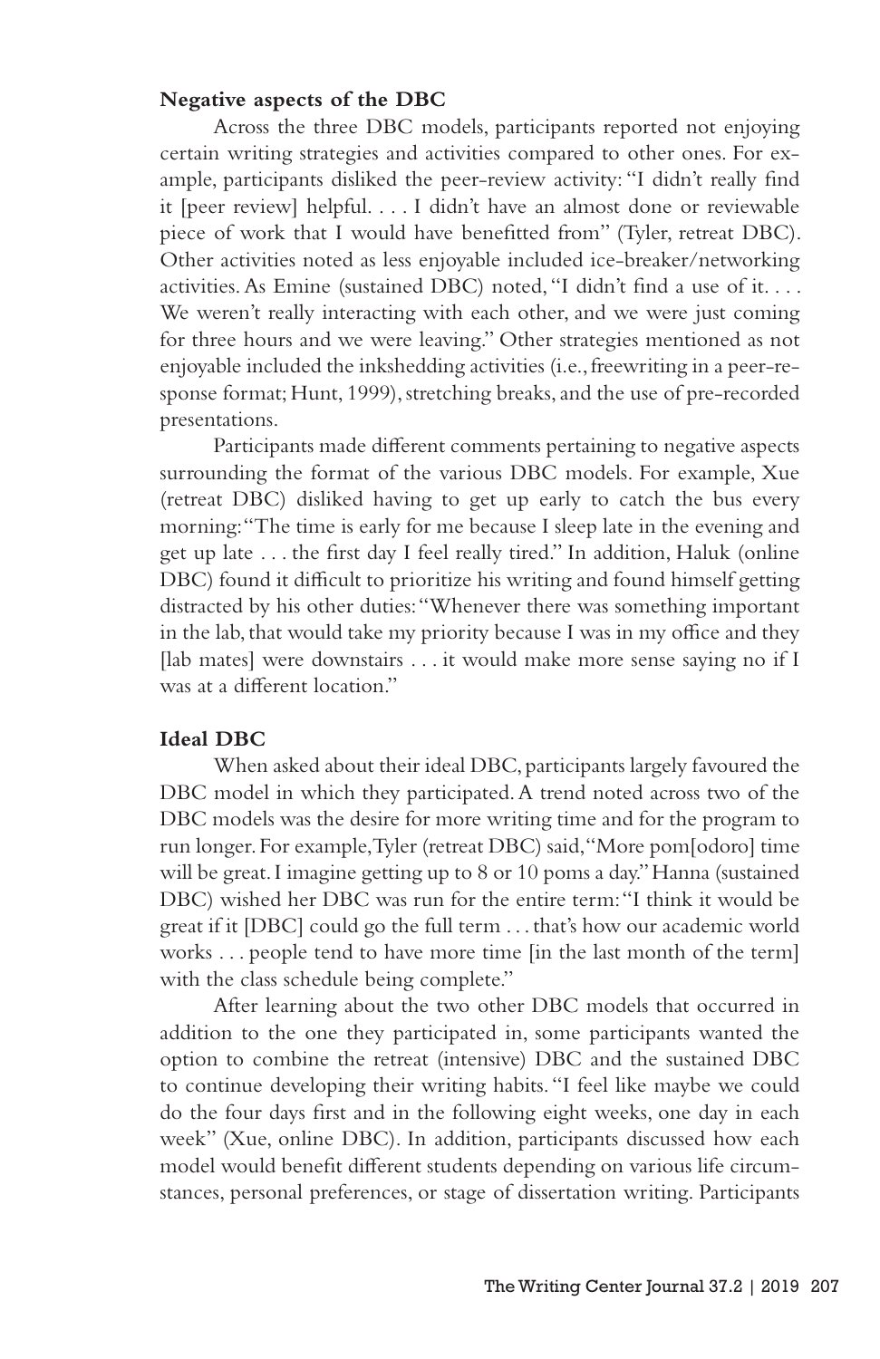### Negative aspects of the DBC

Across the three DBC models, participants reported not enjoying certain writing strategies and activities compared to other ones. For example, participants disliked the peer-review activity: "I didn't really find it [peer review] helpful. . . . I didn't have an almost done or reviewable piece of work that I would have benefitted from" (Tyler, retreat DBC). Other activities noted as less enjoyable included ice-breaker/networking activities. As Emine (sustained DBC) noted, "I didn't find a use of it. . . . We weren't really interacting with each other, and we were just coming for three hours and we were leaving." Other strategies mentioned as not enjoyable included the inkshedding activities (i.e., freewriting in a peer-response format; Hunt, 1999), stretching breaks, and the use of pre-recorded presentations.

Participants made different comments pertaining to negative aspects surrounding the format of the various DBC models. For example, Xue (retreat DBC) disliked having to get up early to catch the bus every morning: "The time is early for me because I sleep late in the evening and get up late . . . the first day I feel really tired." In addition, Haluk (online DBC) found it difficult to prioritize his writing and found himself getting distracted by his other duties: "Whenever there was something important in the lab, that would take my priority because I was in my office and they [lab mates] were downstairs . . . it would make more sense saying no if I was at a different location."

### Ideal DBC

When asked about their ideal DBC, participants largely favoured the DBC model in which they participated. A trend noted across two of the DBC models was the desire for more writing time and for the program to run longer. For example, Tyler (retreat DBC) said, "More pom[odoro] time will be great. I imagine getting up to 8 or 10 poms a day." Hanna (sustained DBC) wished her DBC was run for the entire term: "I think it would be great if it [DBC] could go the full term . . . that's how our academic world works . . . people tend to have more time [in the last month of the term] with the class schedule being complete."

After learning about the two other DBC models that occurred in addition to the one they participated in, some participants wanted the option to combine the retreat (intensive) DBC and the sustained DBC to continue developing their writing habits. "I feel like maybe we could do the four days first and in the following eight weeks, one day in each week" (Xue, online DBC). In addition, participants discussed how each model would benefit different students depending on various life circumstances, personal preferences, or stage of dissertation writing. Participants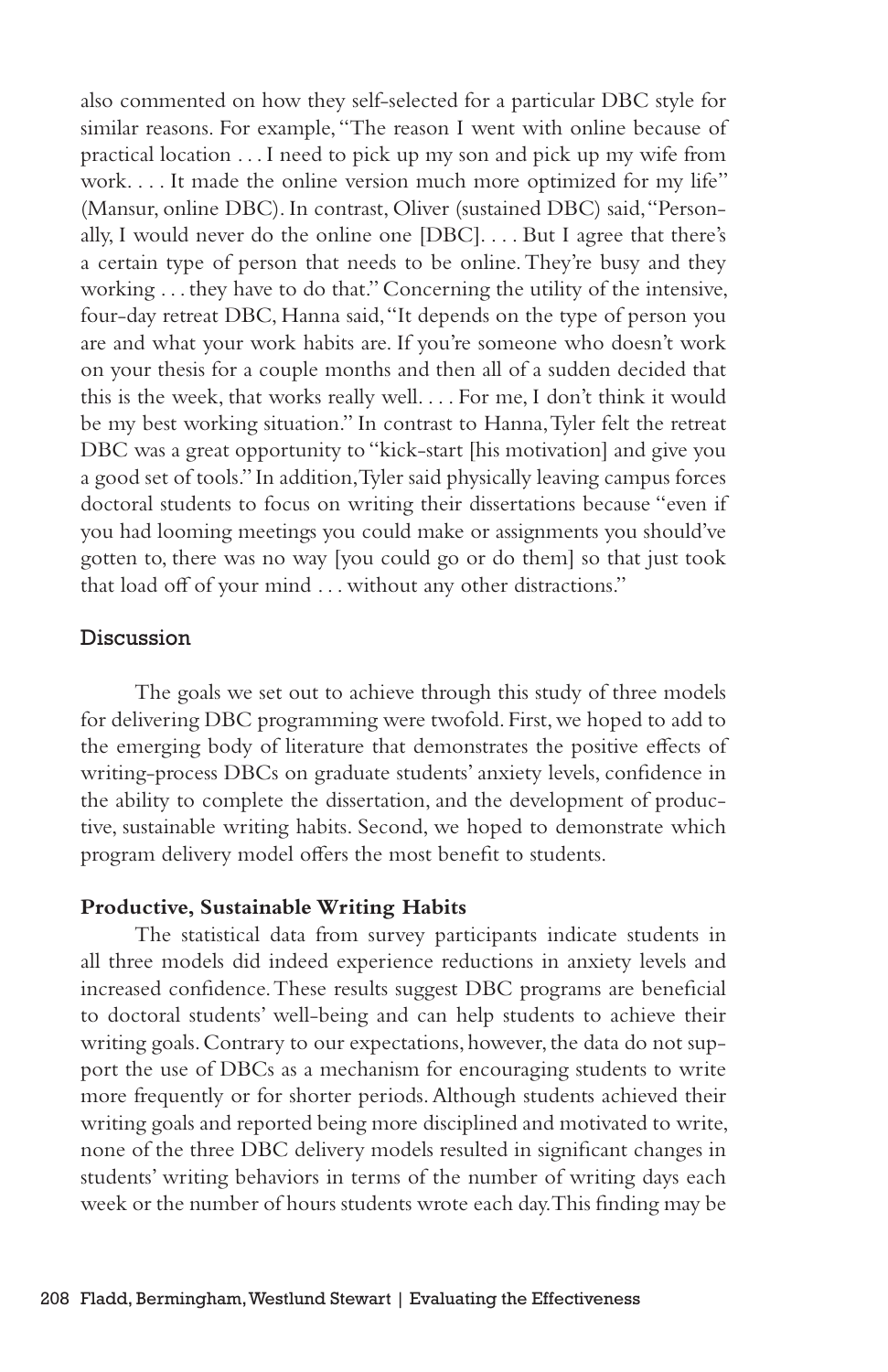also commented on how they self-selected for a particular DBC style for similar reasons. For example, "The reason I went with online because of practical location . . . I need to pick up my son and pick up my wife from work. . . . It made the online version much more optimized for my life" (Mansur, online DBC). In contrast, Oliver (sustained DBC) said, "Personally, I would never do the online one [DBC]. . . . But I agree that there's a certain type of person that needs to be online. They're busy and they working . . . they have to do that." Concerning the utility of the intensive, four-day retreat DBC, Hanna said, "It depends on the type of person you are and what your work habits are. If you're someone who doesn't work on your thesis for a couple months and then all of a sudden decided that this is the week, that works really well. . . . For me, I don't think it would be my best working situation." In contrast to Hanna, Tyler felt the retreat DBC was a great opportunity to "kick-start [his motivation] and give you a good set of tools." In addition, Tyler said physically leaving campus forces doctoral students to focus on writing their dissertations because "even if you had looming meetings you could make or assignments you should've gotten to, there was no way [you could go or do them] so that just took that load off of your mind . . . without any other distractions."

## Discussion

The goals we set out to achieve through this study of three models for delivering DBC programming were twofold. First, we hoped to add to the emerging body of literature that demonstrates the positive effects of writing-process DBCs on graduate students' anxiety levels, confidence in the ability to complete the dissertation, and the development of productive, sustainable writing habits. Second, we hoped to demonstrate which program delivery model offers the most benefit to students.

### Productive, Sustainable Writing Habits

The statistical data from survey participants indicate students in all three models did indeed experience reductions in anxiety levels and increased confidence. These results suggest DBC programs are beneficial to doctoral students' well-being and can help students to achieve their writing goals. Contrary to our expectations, however, the data do not support the use of DBCs as a mechanism for encouraging students to write more frequently or for shorter periods. Although students achieved their writing goals and reported being more disciplined and motivated to write, none of the three DBC delivery models resulted in significant changes in students' writing behaviors in terms of the number of writing days each week or the number of hours students wrote each day. This finding may be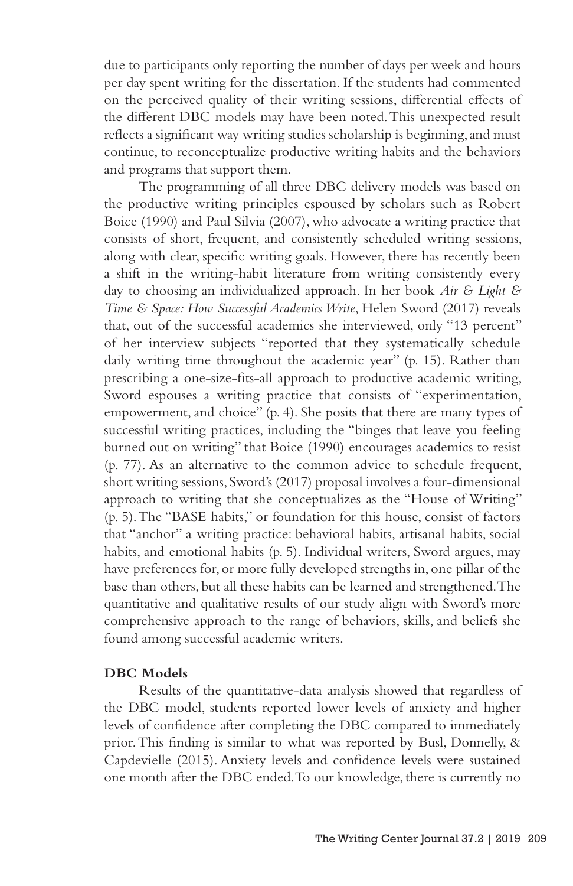due to participants only reporting the number of days per week and hours per day spent writing for the dissertation. If the students had commented on the perceived quality of their writing sessions, differential effects of the different DBC models may have been noted. This unexpected result reflects a significant way writing studies scholarship is beginning, and must continue, to reconceptualize productive writing habits and the behaviors and programs that support them.

The programming of all three DBC delivery models was based on the productive writing principles espoused by scholars such as Robert Boice (1990) and Paul Silvia (2007), who advocate a writing practice that consists of short, frequent, and consistently scheduled writing sessions, along with clear, specific writing goals. However, there has recently been a shift in the writing-habit literature from writing consistently every day to choosing an individualized approach. In her book *Air & Light & Time & Space: How Successful Academics Write*, Helen Sword (2017) reveals that, out of the successful academics she interviewed, only "13 percent" of her interview subjects "reported that they systematically schedule daily writing time throughout the academic year" (p. 15). Rather than prescribing a one-size-fits-all approach to productive academic writing, Sword espouses a writing practice that consists of "experimentation, empowerment, and choice" (p. 4). She posits that there are many types of successful writing practices, including the "binges that leave you feeling burned out on writing" that Boice (1990) encourages academics to resist (p. 77). As an alternative to the common advice to schedule frequent, short writing sessions, Sword's (2017) proposal involves a four-dimensional approach to writing that she conceptualizes as the "House of Writing" (p. 5). The "BASE habits," or foundation for this house, consist of factors that "anchor" a writing practice: behavioral habits, artisanal habits, social habits, and emotional habits (p. 5). Individual writers, Sword argues, may have preferences for, or more fully developed strengths in, one pillar of the base than others, but all these habits can be learned and strengthened. The quantitative and qualitative results of our study align with Sword's more comprehensive approach to the range of behaviors, skills, and beliefs she found among successful academic writers.

### DBC Models

Results of the quantitative-data analysis showed that regardless of the DBC model, students reported lower levels of anxiety and higher levels of confidence after completing the DBC compared to immediately prior. This finding is similar to what was reported by Busl, Donnelly, & Capdevielle (2015). Anxiety levels and confidence levels were sustained one month after the DBC ended. To our knowledge, there is currently no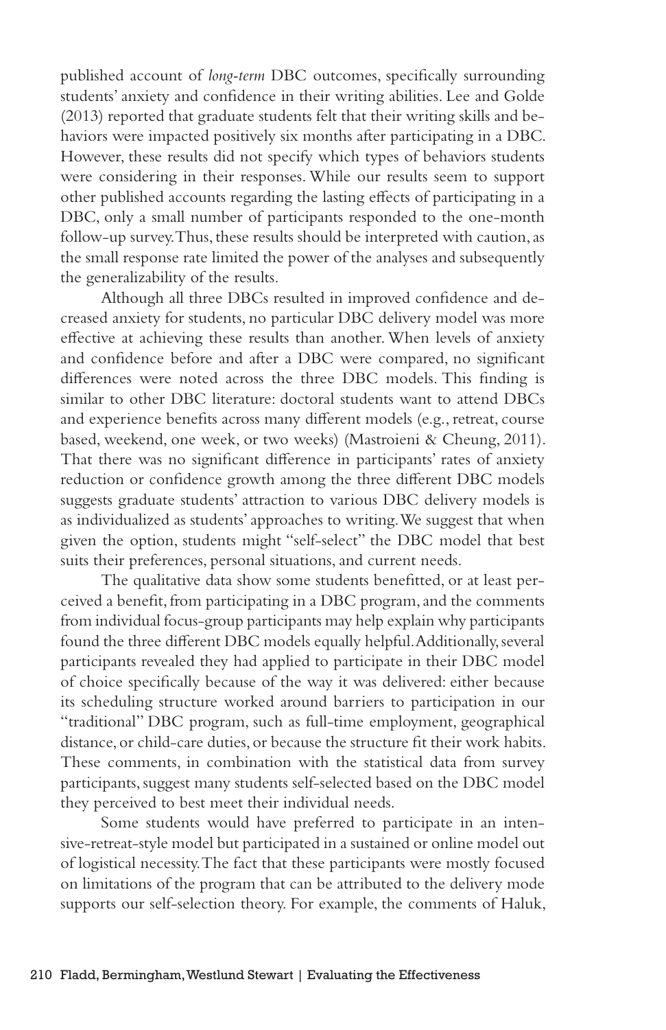published account of *long-term* DBC outcomes, specifically surrounding students' anxiety and confidence in their writing abilities. Lee and Golde (2013) reported that graduate students felt that their writing skills and behaviors were impacted positively six months after participating in a DBC. However, these results did not specify which types of behaviors students were considering in their responses. While our results seem to support other published accounts regarding the lasting effects of participating in a DBC, only a small number of participants responded to the one-month follow-up survey. Thus, these results should be interpreted with caution, as the small response rate limited the power of the analyses and subsequently the generalizability of the results.

Although all three DBCs resulted in improved confidence and decreased anxiety for students, no particular DBC delivery model was more effective at achieving these results than another. When levels of anxiety and confidence before and after a DBC were compared, no significant differences were noted across the three DBC models. This finding is similar to other DBC literature: doctoral students want to attend DBCs and experience benefits across many different models (e.g., retreat, course based, weekend, one week, or two weeks) (Mastroieni & Cheung, 2011). That there was no significant difference in participants' rates of anxiety reduction or confidence growth among the three different DBC models suggests graduate students' attraction to various DBC delivery models is as individualized as students' approaches to writing. We suggest that when given the option, students might "self-select" the DBC model that best suits their preferences, personal situations, and current needs.

The qualitative data show some students benefitted, or at least perceived a benefit, from participating in a DBC program, and the comments from individual focus-group participants may help explain why participants found the three different DBC models equally helpful. Additionally, several participants revealed they had applied to participate in their DBC model of choice specifically because of the way it was delivered: either because its scheduling structure worked around barriers to participation in our "traditional" DBC program, such as full-time employment, geographical distance, or child-care duties, or because the structure fit their work habits. These comments, in combination with the statistical data from survey participants, suggest many students self-selected based on the DBC model they perceived to best meet their individual needs.

Some students would have preferred to participate in an intensive-retreat-style model but participated in a sustained or online model out of logistical necessity. The fact that these participants were mostly focused on limitations of the program that can be attributed to the delivery mode supports our self-selection theory. For example, the comments of Haluk,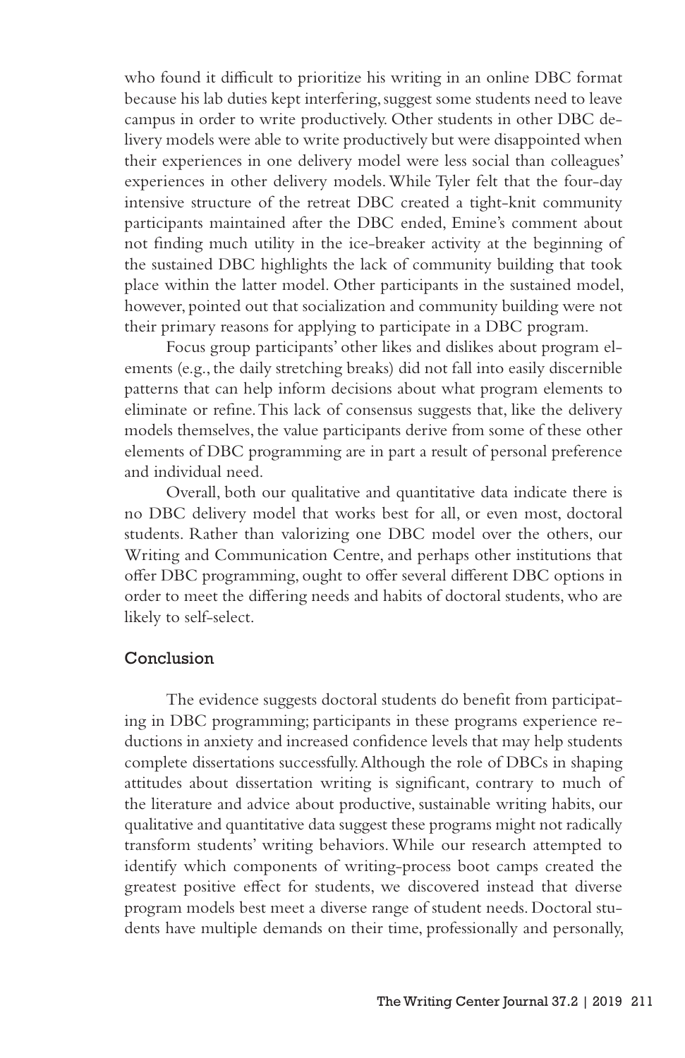who found it difficult to prioritize his writing in an online DBC format because his lab duties kept interfering, suggest some students need to leave campus in order to write productively. Other students in other DBC delivery models were able to write productively but were disappointed when their experiences in one delivery model were less social than colleagues' experiences in other delivery models. While Tyler felt that the four-day intensive structure of the retreat DBC created a tight-knit community participants maintained after the DBC ended, Emine's comment about not finding much utility in the ice-breaker activity at the beginning of the sustained DBC highlights the lack of community building that took place within the latter model. Other participants in the sustained model, however, pointed out that socialization and community building were not their primary reasons for applying to participate in a DBC program.

Focus group participants' other likes and dislikes about program elements (e.g., the daily stretching breaks) did not fall into easily discernible patterns that can help inform decisions about what program elements to eliminate or refine. This lack of consensus suggests that, like the delivery models themselves, the value participants derive from some of these other elements of DBC programming are in part a result of personal preference and individual need.

Overall, both our qualitative and quantitative data indicate there is no DBC delivery model that works best for all, or even most, doctoral students. Rather than valorizing one DBC model over the others, our Writing and Communication Centre, and perhaps other institutions that offer DBC programming, ought to offer several different DBC options in order to meet the differing needs and habits of doctoral students, who are likely to self-select.

## Conclusion

The evidence suggests doctoral students do benefit from participating in DBC programming; participants in these programs experience reductions in anxiety and increased confidence levels that may help students complete dissertations successfully. Although the role of DBCs in shaping attitudes about dissertation writing is significant, contrary to much of the literature and advice about productive, sustainable writing habits, our qualitative and quantitative data suggest these programs might not radically transform students' writing behaviors. While our research attempted to identify which components of writing-process boot camps created the greatest positive effect for students, we discovered instead that diverse program models best meet a diverse range of student needs. Doctoral students have multiple demands on their time, professionally and personally,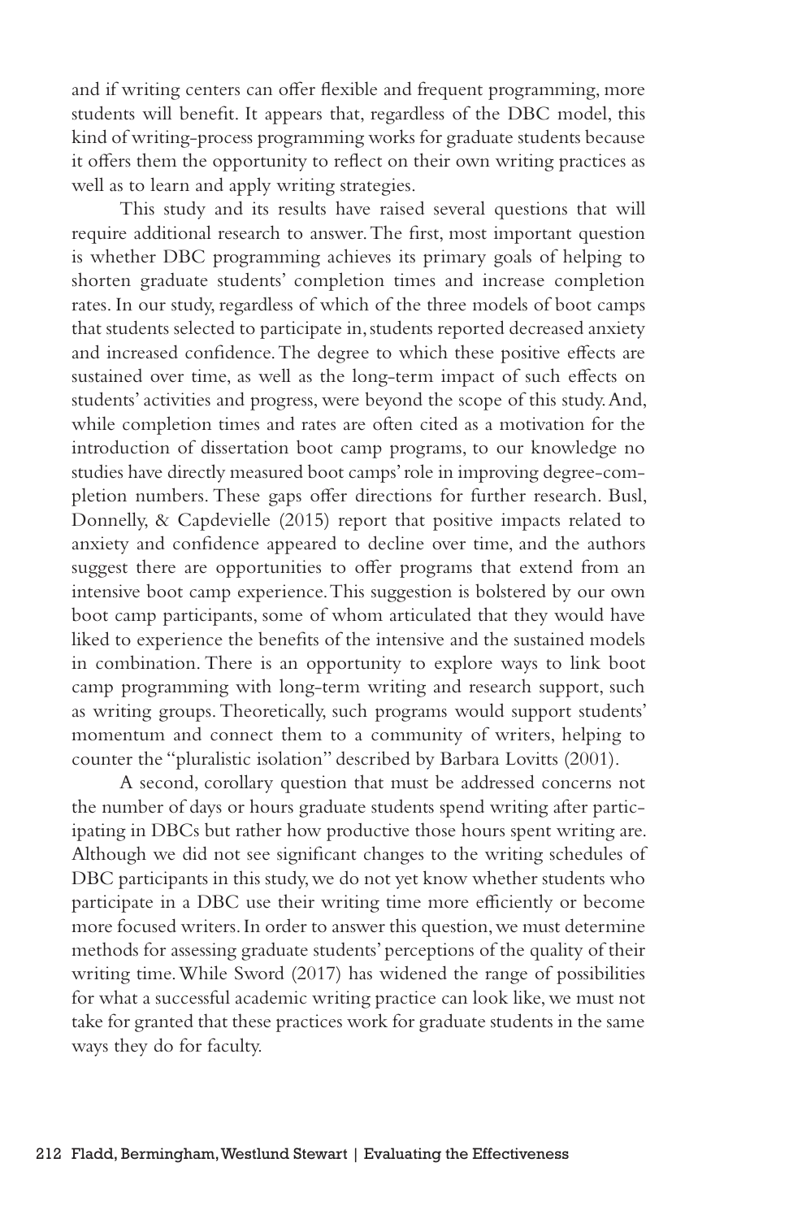and if writing centers can offer flexible and frequent programming, more students will benefit. It appears that, regardless of the DBC model, this kind of writing-process programming works for graduate students because it offers them the opportunity to reflect on their own writing practices as well as to learn and apply writing strategies.

This study and its results have raised several questions that will require additional research to answer. The first, most important question is whether DBC programming achieves its primary goals of helping to shorten graduate students' completion times and increase completion rates. In our study, regardless of which of the three models of boot camps that students selected to participate in, students reported decreased anxiety and increased confidence. The degree to which these positive effects are sustained over time, as well as the long-term impact of such effects on students' activities and progress, were beyond the scope of this study. And, while completion times and rates are often cited as a motivation for the introduction of dissertation boot camp programs, to our knowledge no studies have directly measured boot camps' role in improving degree-completion numbers. These gaps offer directions for further research. Busl, Donnelly, & Capdevielle (2015) report that positive impacts related to anxiety and confidence appeared to decline over time, and the authors suggest there are opportunities to offer programs that extend from an intensive boot camp experience. This suggestion is bolstered by our own boot camp participants, some of whom articulated that they would have liked to experience the benefits of the intensive and the sustained models in combination. There is an opportunity to explore ways to link boot camp programming with long-term writing and research support, such as writing groups. Theoretically, such programs would support students' momentum and connect them to a community of writers, helping to counter the "pluralistic isolation" described by Barbara Lovitts (2001).

A second, corollary question that must be addressed concerns not the number of days or hours graduate students spend writing after participating in DBCs but rather how productive those hours spent writing are. Although we did not see significant changes to the writing schedules of DBC participants in this study, we do not yet know whether students who participate in a DBC use their writing time more efficiently or become more focused writers. In order to answer this question, we must determine methods for assessing graduate students' perceptions of the quality of their writing time. While Sword (2017) has widened the range of possibilities for what a successful academic writing practice can look like, we must not take for granted that these practices work for graduate students in the same ways they do for faculty.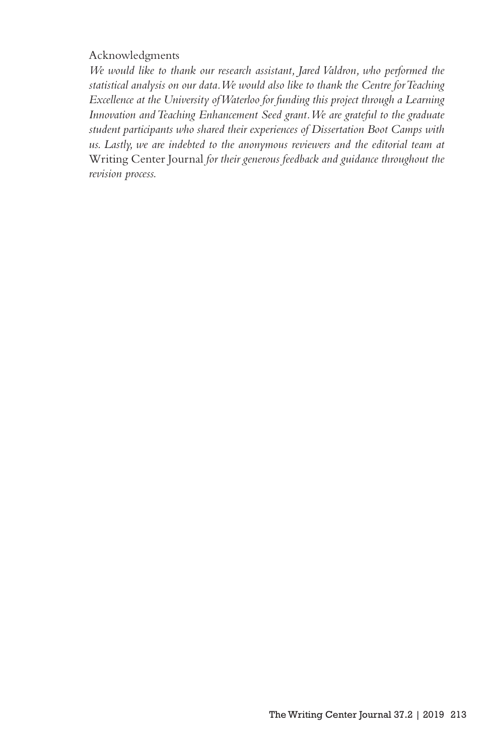## Acknowledgments

*We would like to thank our research assistant, Jared Valdron, who performed the statistical analysis on our data. We would also like to thank the Centre for Teaching Excellence at the University of Waterloo for funding this project through a Learning Innovation and Teaching Enhancement Seed grant. We are grateful to the graduate student participants who shared their experiences of Dissertation Boot Camps with us. Lastly, we are indebted to the anonymous reviewers and the editorial team at* Writing Center Journal *for their generous feedback and guidance throughout the revision process.*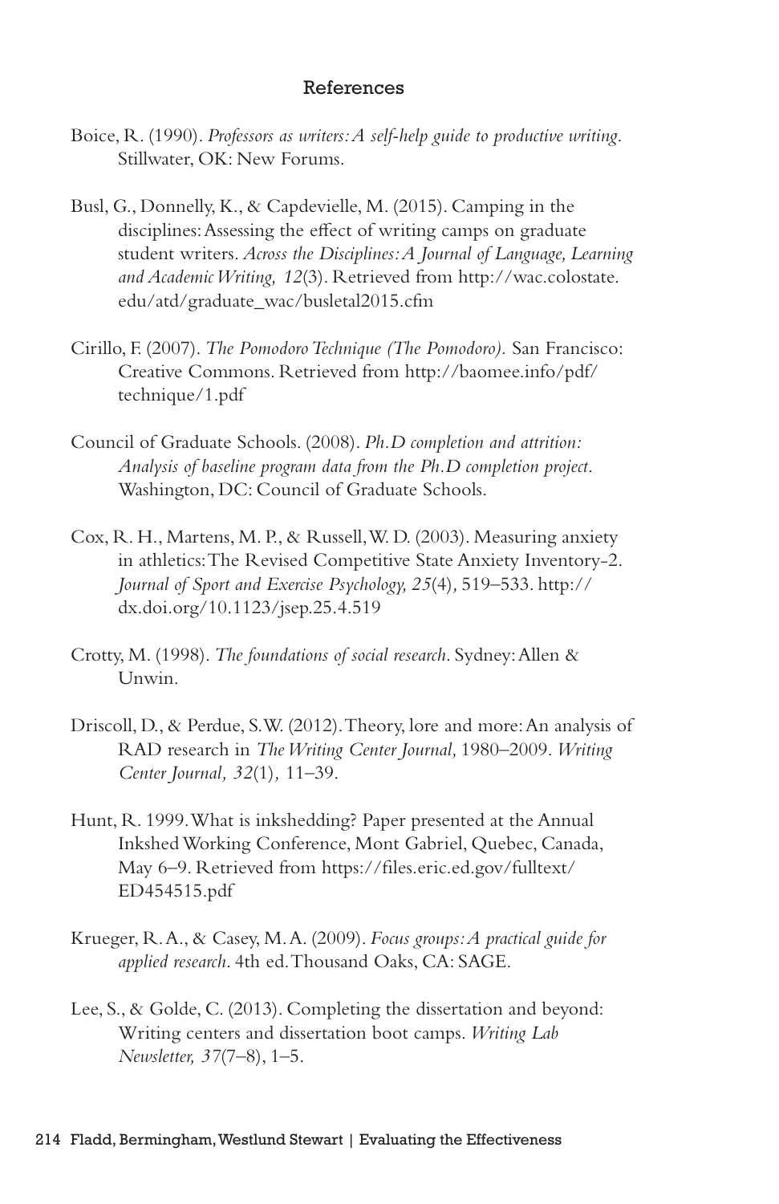## References

Boice, R. (1990). *Professors as writers: A self-help guide to productive writing.* Stillwater, OK: New Forums.

Busl, G., Donnelly, K., & Capdevielle, M. (2015). Camping in the disciplines: Assessing the effect of writing camps on graduate student writers. *Across the Disciplines: A Journal of Language, Learning and Academic Writing, 12*(3). Retrieved from http://wac.colostate.edu/atd/graduate_wac/busletal2015.cfm

Cirillo, F. (2007). *The Pomodoro Technique (The Pomodoro).* San Francisco: Creative Commons. Retrieved from http://baomee.info/pdf/technique/1.pdf

Council of Graduate Schools. (2008). *Ph.D completion and attrition: Analysis of baseline program data from the Ph.D completion project.* Washington, DC: Council of Graduate Schools.

Cox, R. H., Martens, M. P., & Russell, W. D. (2003). Measuring anxiety in athletics: The Revised Competitive State Anxiety Inventory-2. *Journal of Sport and Exercise Psychology, 25*(4), 519–533. http://dx.doi.org/10.1123/jsep.25.4.519

Crotty, M. (1998). *The foundations of social research.* Sydney: Allen & Unwin.

Driscoll, D., & Perdue, S.W. (2012). Theory, lore and more: An analysis of RAD research in *The Writing Center Journal,* 1980–2009. *Writing Center Journal, 32*(1), 11–39.

Hunt, R. 1999. What is inkshedding? Paper presented at the Annual Inkshed Working Conference, Mont Gabriel, Quebec, Canada, May 6–9. Retrieved from https://files.eric.ed.gov/fulltext/ED454515.pdf

Krueger, R. A., & Casey, M. A. (2009). *Focus groups: A practical guide for applied research.* 4th ed. Thousand Oaks, CA: SAGE.

Lee, S., & Golde, C. (2013). Completing the dissertation and beyond: Writing centers and dissertation boot camps. *Writing Lab Newsletter, 37*(7–8), 1–5.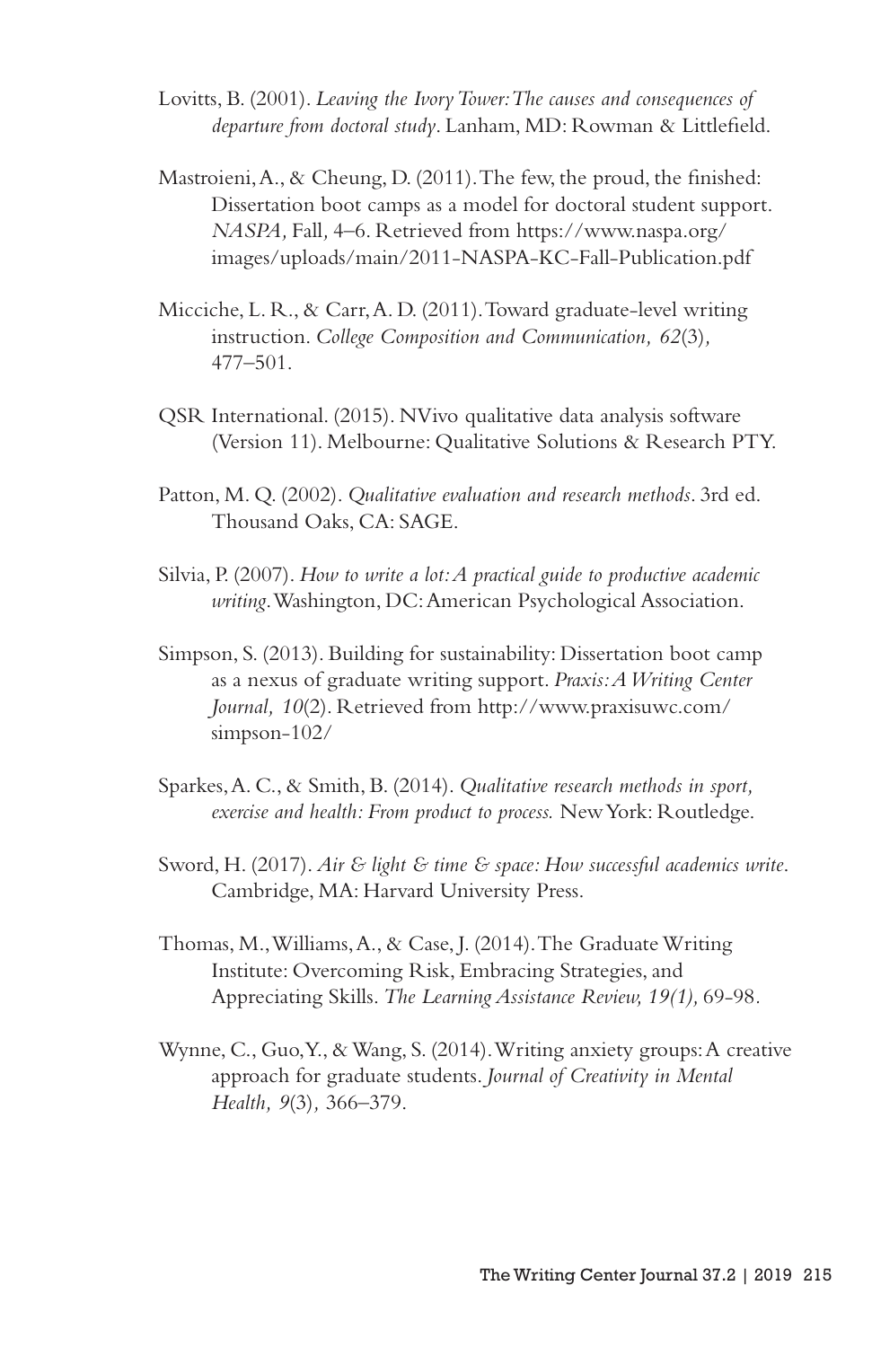Lovitts, B. (2001). *Leaving the Ivory Tower: The causes and consequences of departure from doctoral study*. Lanham, MD: Rowman & Littlefield.

Mastroieni, A., & Cheung, D. (2011). The few, the proud, the finished: Dissertation boot camps as a model for doctoral student support. *NASPA,* Fall*,* 4–6. Retrieved from https://www.naspa.org/images/uploads/main/2011-NASPA-KC-Fall-Publication.pdf

Micciche, L. R., & Carr, A. D. (2011). Toward graduate-level writing instruction. *College Composition and Communication, 62*(3)*,* 477–501.

QSR International. (2015). NVivo qualitative data analysis software (Version 11). Melbourne: Qualitative Solutions & Research PTY.

Patton, M. Q. (2002). *Qualitative evaluation and research methods*. 3rd ed. Thousand Oaks, CA: SAGE.

Silvia, P. (2007). *How to write a lot: A practical guide to productive academic writing*. Washington, DC: American Psychological Association.

Simpson, S. (2013). Building for sustainability: Dissertation boot camp as a nexus of graduate writing support. *Praxis: A Writing Center Journal, 10*(2). Retrieved from http://www.praxisuwc.com/simpson-102/

Sparkes, A. C., & Smith, B. (2014). *Qualitative research methods in sport, exercise and health: From product to process.* New York: Routledge.

Sword, H. (2017). *Air & light & time & space: How successful academics write*. Cambridge, MA: Harvard University Press.

Thomas, M., Williams, A., & Case, J. (2014). The Graduate Writing Institute: Overcoming Risk, Embracing Strategies, and Appreciating Skills. *The Learning Assistance Review, 19(1),* 69-98.

Wynne, C., Guo, Y., & Wang, S. (2014). Writing anxiety groups: A creative approach for graduate students. *Journal of Creativity in Mental Health, 9*(3)*,* 366–379.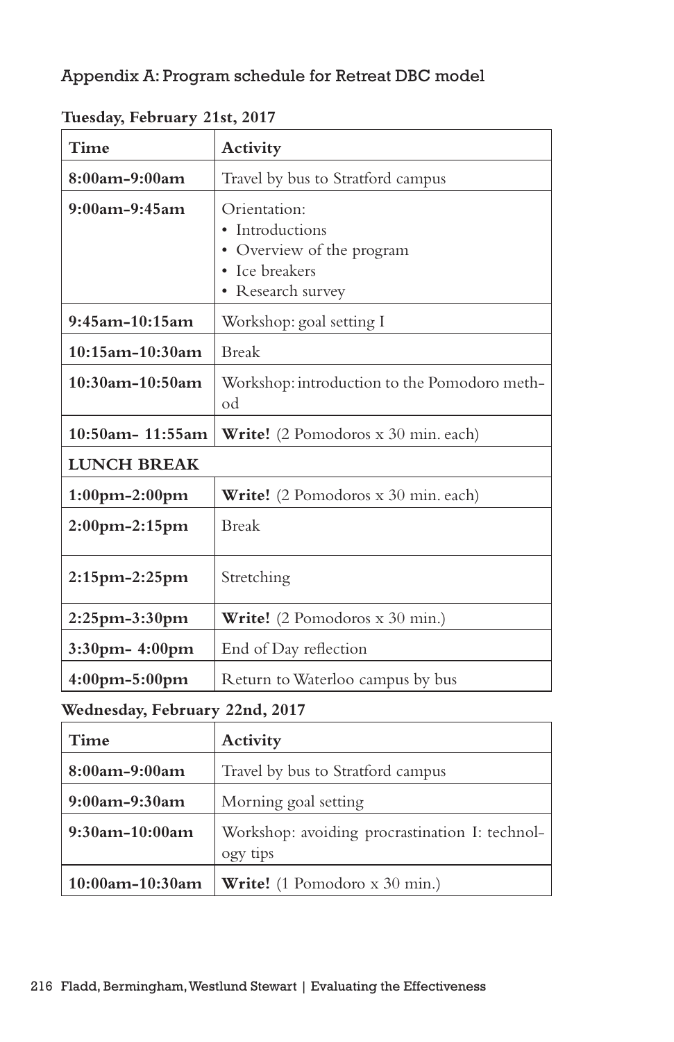## Appendix A: Program schedule for Retreat DBC model

**Tuesday, February 21st, 2017**

| Time | Activity |
| --- | --- |
| **8:00am-9:00am** | Travel by bus to Stratford campus |
| **9:00am-9:45am** | Orientation:<br>• Introductions<br>• Overview of the program<br>• Ice breakers<br>• Research survey |
| **9:45am-10:15am** | Workshop: goal setting I |
| **10:15am-10:30am** | Break |
| **10:30am-10:50am** | Workshop: introduction to the Pomodoro method |
| **10:50am- 11:55am** | **Write!** (2 Pomodoros x 30 min. each) |
| **LUNCH BREAK** | |
| **1:00pm-2:00pm** | **Write!** (2 Pomodoros x 30 min. each) |
| **2:00pm-2:15pm** | Break |
| **2:15pm-2:25pm** | Stretching |
| **2:25pm-3:30pm** | **Write!** (2 Pomodoros x 30 min.) |
| **3:30pm- 4:00pm** | End of Day reflection |
| **4:00pm-5:00pm** | Return to Waterloo campus by bus |

**Wednesday, February 22nd, 2017**

| Time | Activity |
| --- | --- |
| **8:00am-9:00am** | Travel by bus to Stratford campus |
| **9:00am-9:30am** | Morning goal setting |
| **9:30am-10:00am** | Workshop: avoiding procrastination I: technology tips |
| **10:00am-10:30am** | **Write!** (1 Pomodoro x 30 min.) |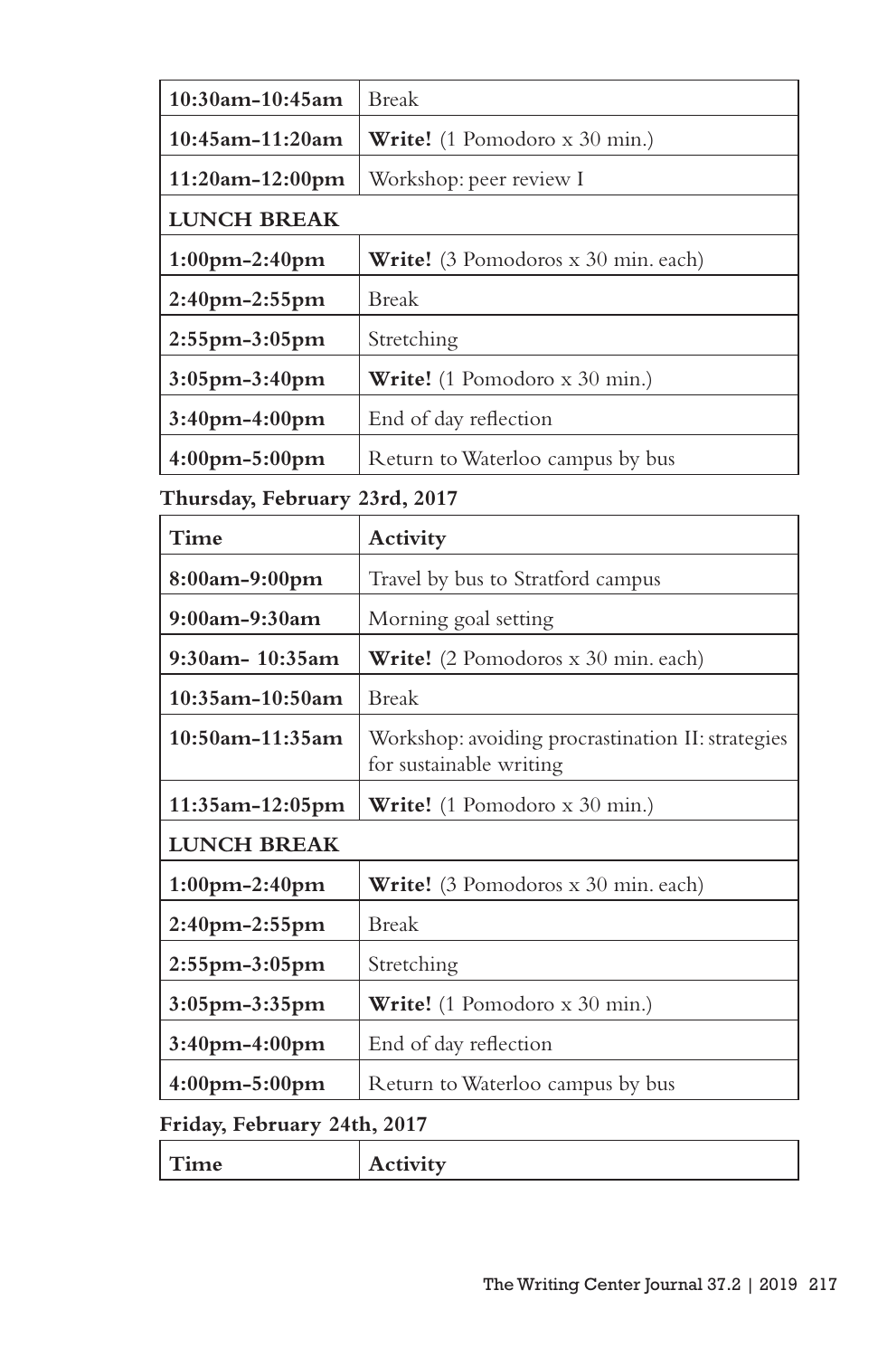| | |
|---|---|
| **10:30am-10:45am** | Break |
| **10:45am-11:20am** | **Write!** (1 Pomodoro x 30 min.) |
| **11:20am-12:00pm** | Workshop: peer review I |
| **LUNCH BREAK** | |
| **1:00pm-2:40pm** | **Write!** (3 Pomodoros x 30 min. each) |
| **2:40pm-2:55pm** | Break |
| **2:55pm-3:05pm** | Stretching |
| **3:05pm-3:40pm** | **Write!** (1 Pomodoro x 30 min.) |
| **3:40pm-4:00pm** | End of day reflection |
| **4:00pm-5:00pm** | Return to Waterloo campus by bus |

**Thursday, February 23rd, 2017**

| Time | Activity |
|---|---|
| **8:00am-9:00pm** | Travel by bus to Stratford campus |
| **9:00am-9:30am** | Morning goal setting |
| **9:30am- 10:35am** | **Write!** (2 Pomodoros x 30 min. each) |
| **10:35am-10:50am** | Break |
| **10:50am-11:35am** | Workshop: avoiding procrastination II: strategies for sustainable writing |
| **11:35am-12:05pm** | **Write!** (1 Pomodoro x 30 min.) |
| **LUNCH BREAK** | |
| **1:00pm-2:40pm** | **Write!** (3 Pomodoros x 30 min. each) |
| **2:40pm-2:55pm** | Break |
| **2:55pm-3:05pm** | Stretching |
| **3:05pm-3:35pm** | **Write!** (1 Pomodoro x 30 min.) |
| **3:40pm-4:00pm** | End of day reflection |
| **4:00pm-5:00pm** | Return to Waterloo campus by bus |

**Friday, February 24th, 2017**

| Time | Activity |
|---|---|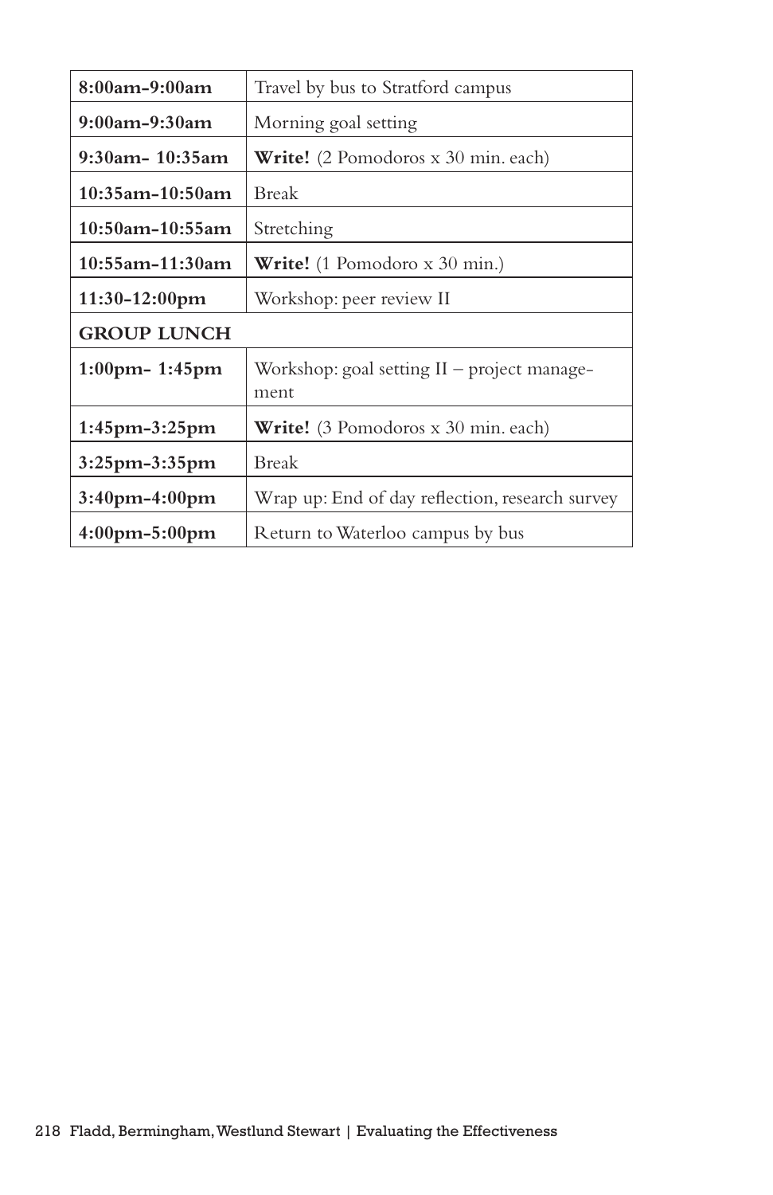| **8:00am-9:00am** | Travel by bus to Stratford campus |
|---|---|
| **9:00am-9:30am** | Morning goal setting |
| **9:30am- 10:35am** | **Write!** (2 Pomodoros x 30 min. each) |
| **10:35am-10:50am** | Break |
| **10:50am-10:55am** | Stretching |
| **10:55am-11:30am** | **Write!** (1 Pomodoro x 30 min.) |
| **11:30-12:00pm** | Workshop: peer review II |
| **GROUP LUNCH** | |
| **1:00pm- 1:45pm** | Workshop: goal setting II – project management |
| **1:45pm-3:25pm** | **Write!** (3 Pomodoros x 30 min. each) |
| **3:25pm-3:35pm** | Break |
| **3:40pm-4:00pm** | Wrap up: End of day reflection, research survey |
| **4:00pm-5:00pm** | Return to Waterloo campus by bus |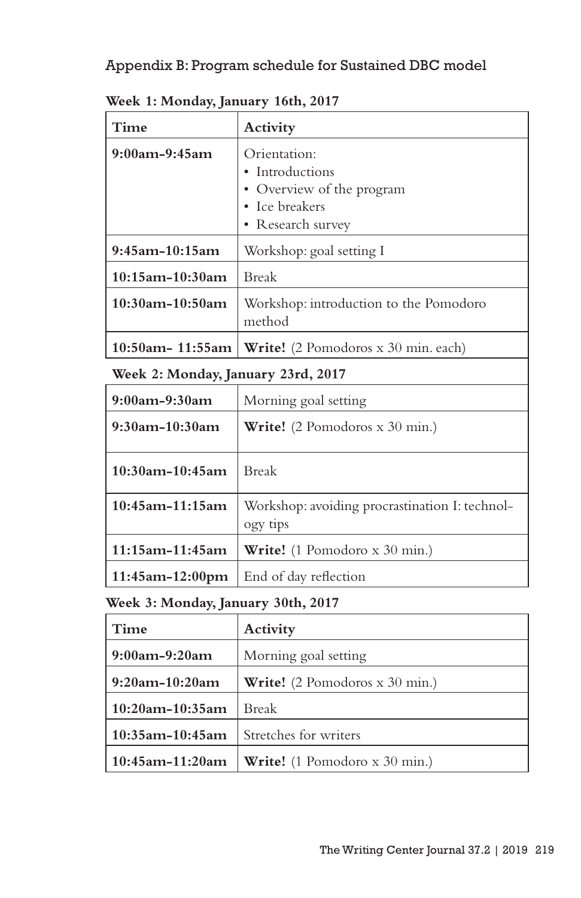## Appendix B: Program schedule for Sustained DBC model

**Week 1: Monday, January 16th, 2017**

| Time | Activity |
|---|---|
| **9:00am-9:45am** | Orientation: • Introductions • Overview of the program • Ice breakers • Research survey |
| **9:45am-10:15am** | Workshop: goal setting I |
| **10:15am-10:30am** | Break |
| **10:30am-10:50am** | Workshop: introduction to the Pomodoro method |
| **10:50am- 11:55am** | **Write!** (2 Pomodoros x 30 min. each) |

**Week 2: Monday, January 23rd, 2017**

| Time | Activity |
|---|---|
| **9:00am-9:30am** | Morning goal setting |
| **9:30am-10:30am** | **Write!** (2 Pomodoros x 30 min.) |
| **10:30am-10:45am** | Break |
| **10:45am-11:15am** | Workshop: avoiding procrastination I: technology tips |
| **11:15am-11:45am** | **Write!** (1 Pomodoro x 30 min.) |
| **11:45am-12:00pm** | End of day reflection |

**Week 3: Monday, January 30th, 2017**

| Time | Activity |
|---|---|
| **9:00am-9:20am** | Morning goal setting |
| **9:20am-10:20am** | **Write!** (2 Pomodoros x 30 min.) |
| **10:20am-10:35am** | Break |
| **10:35am-10:45am** | Stretches for writers |
| **10:45am-11:20am** | **Write!** (1 Pomodoro x 30 min.) |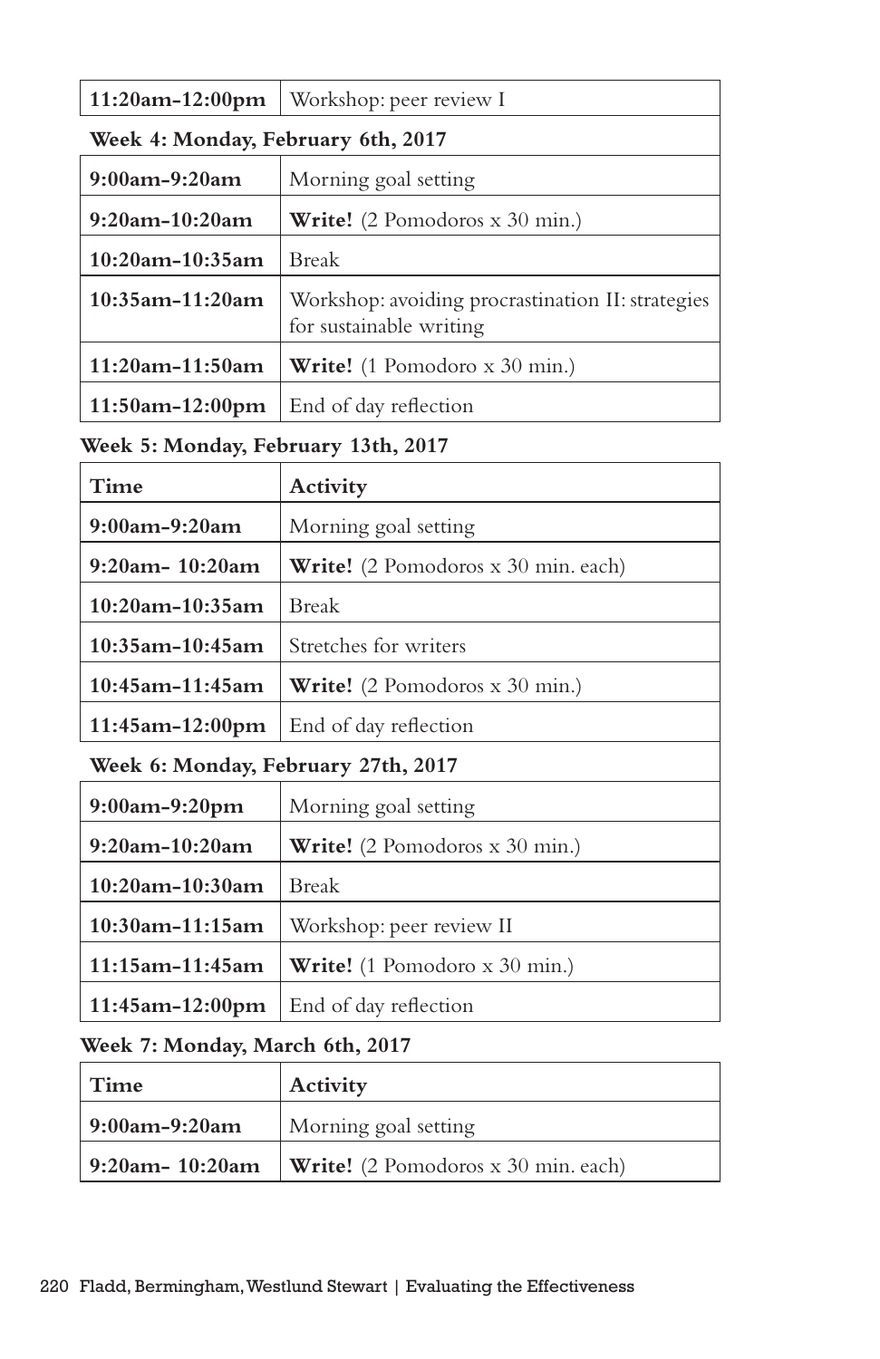| | |
|---|---|
| **11:20am-12:00pm** | Workshop: peer review I |

**Week 4: Monday, February 6th, 2017**

| | |
|---|---|
| **9:00am-9:20am** | Morning goal setting |
| **9:20am-10:20am** | **Write!** (2 Pomodoros x 30 min.) |
| **10:20am-10:35am** | Break |
| **10:35am-11:20am** | Workshop: avoiding procrastination II: strategies for sustainable writing |
| **11:20am-11:50am** | **Write!** (1 Pomodoro x 30 min.) |
| **11:50am-12:00pm** | End of day reflection |

**Week 5: Monday, February 13th, 2017**

| Time | Activity |
|---|---|
| **9:00am-9:20am** | Morning goal setting |
| **9:20am- 10:20am** | **Write!** (2 Pomodoros x 30 min. each) |
| **10:20am-10:35am** | Break |
| **10:35am-10:45am** | Stretches for writers |
| **10:45am-11:45am** | **Write!** (2 Pomodoros x 30 min.) |
| **11:45am-12:00pm** | End of day reflection |

**Week 6: Monday, February 27th, 2017**

| | |
|---|---|
| **9:00am-9:20pm** | Morning goal setting |
| **9:20am-10:20am** | **Write!** (2 Pomodoros x 30 min.) |
| **10:20am-10:30am** | Break |
| **10:30am-11:15am** | Workshop: peer review II |
| **11:15am-11:45am** | **Write!** (1 Pomodoro x 30 min.) |
| **11:45am-12:00pm** | End of day reflection |

**Week 7: Monday, March 6th, 2017**

| Time | Activity |
|---|---|
| **9:00am-9:20am** | Morning goal setting |
| **9:20am- 10:20am** | **Write!** (2 Pomodoros x 30 min. each) |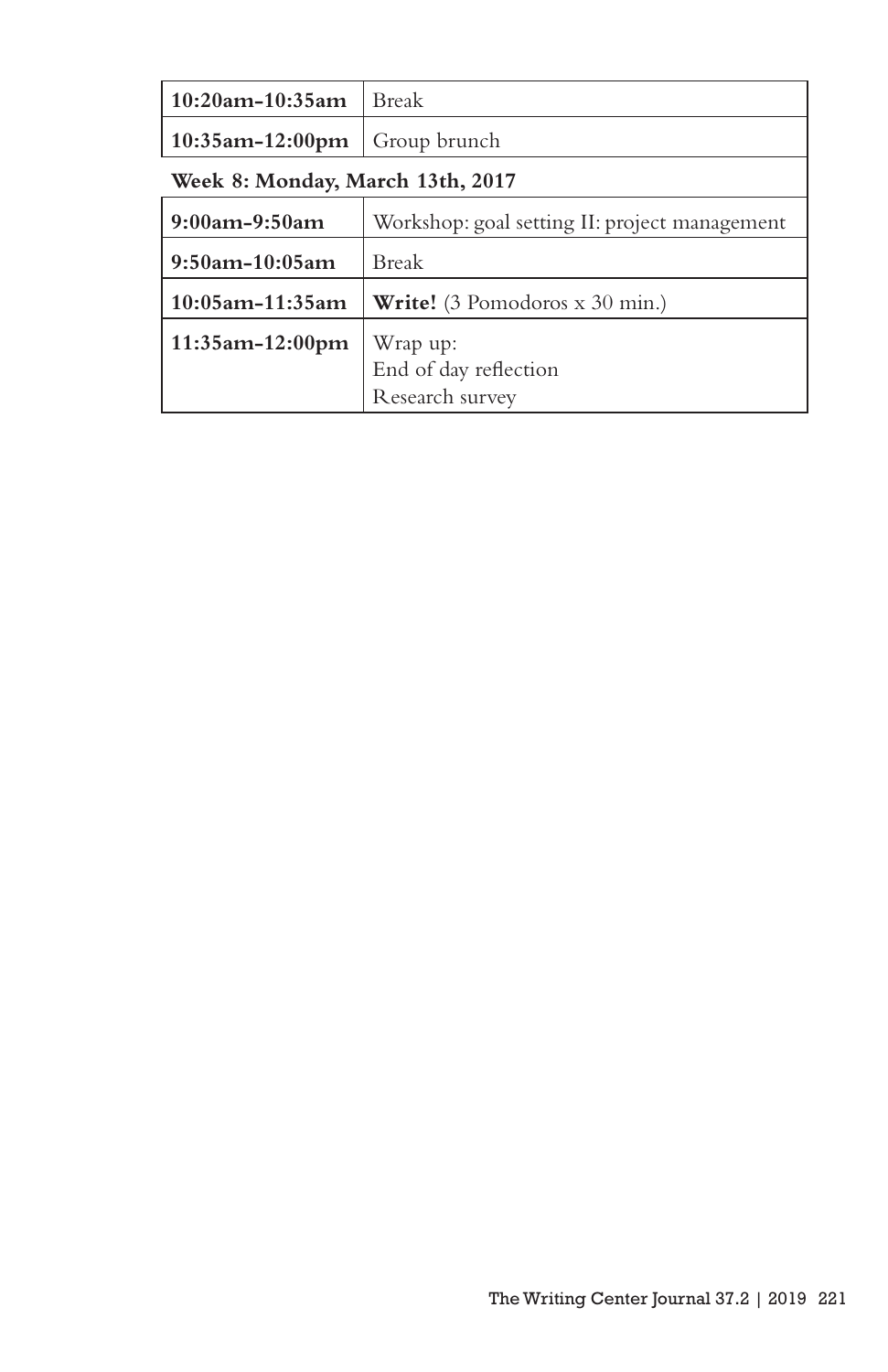| **10:20am-10:35am** | Break |
|---|---|
| **10:35am-12:00pm** | Group brunch |
| **Week 8: Monday, March 13th, 2017** | |
| **9:00am-9:50am** | Workshop: goal setting II: project management |
| **9:50am-10:05am** | Break |
| **10:05am-11:35am** | **Write!** (3 Pomodoros x 30 min.) |
| **11:35am-12:00pm** | Wrap up:<br>End of day reflection<br>Research survey |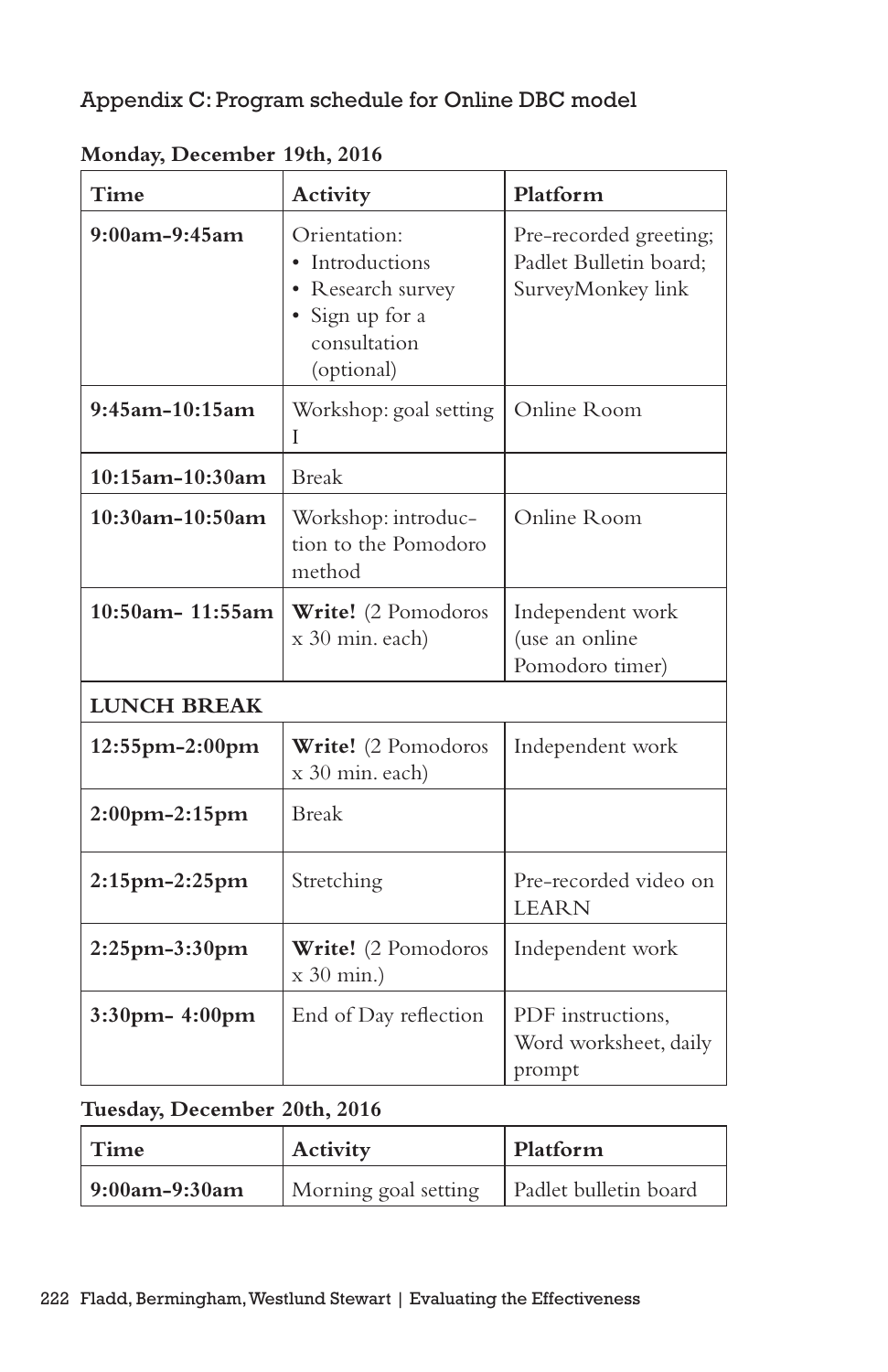## Appendix C: Program schedule for Online DBC model

**Monday, December 19th, 2016**

| Time | Activity | Platform |
|---|---|---|
| **9:00am-9:45am** | Orientation:<br>• Introductions<br>• Research survey<br>• Sign up for a consultation (optional) | Pre-recorded greeting; Padlet Bulletin board; SurveyMonkey link |
| **9:45am-10:15am** | Workshop: goal setting I | Online Room |
| **10:15am-10:30am** | Break | |
| **10:30am-10:50am** | Workshop: introduction to the Pomodoro method | Online Room |
| **10:50am- 11:55am** | **Write!** (2 Pomodoros x 30 min. each) | Independent work (use an online Pomodoro timer) |
| **LUNCH BREAK** | | |
| **12:55pm-2:00pm** | **Write!** (2 Pomodoros x 30 min. each) | Independent work |
| **2:00pm-2:15pm** | Break | |
| **2:15pm-2:25pm** | Stretching | Pre-recorded video on LEARN |
| **2:25pm-3:30pm** | **Write!** (2 Pomodoros x 30 min.) | Independent work |
| **3:30pm- 4:00pm** | End of Day reflection | PDF instructions, Word worksheet, daily prompt |

**Tuesday, December 20th, 2016**

| Time | Activity | Platform |
|---|---|---|
| **9:00am-9:30am** | Morning goal setting | Padlet bulletin board |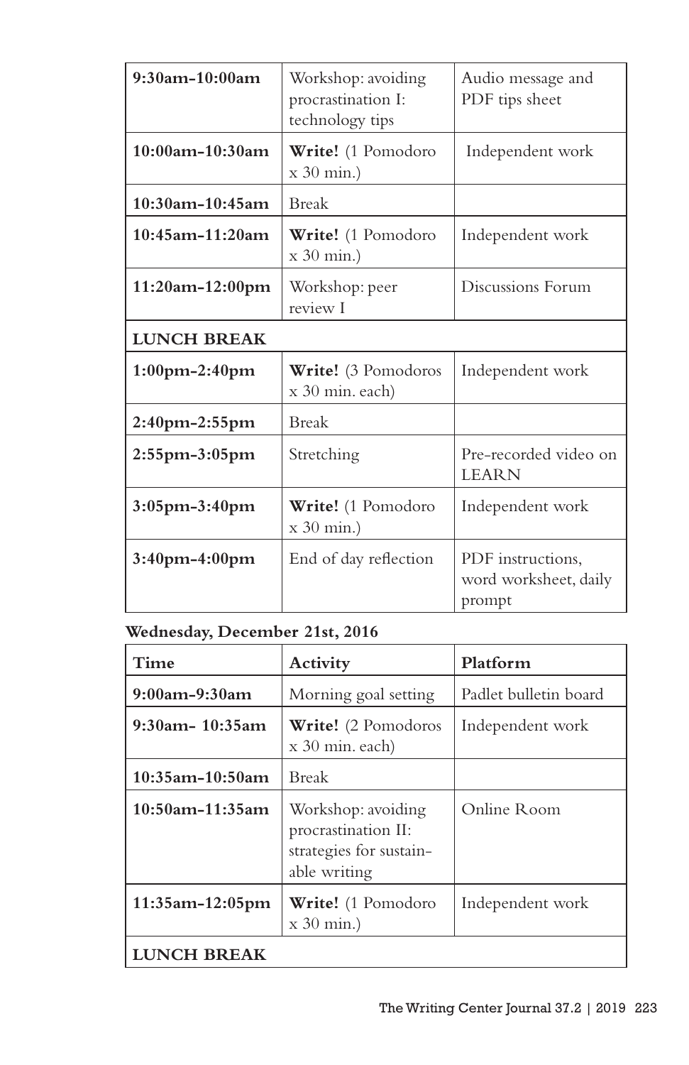| | | |
|---|---|---|
| **9:30am-10:00am** | Workshop: avoiding procrastination I: technology tips | Audio message and PDF tips sheet |
| **10:00am-10:30am** | **Write!** (1 Pomodoro x 30 min.) | Independent work |
| **10:30am-10:45am** | Break | |
| **10:45am-11:20am** | **Write!** (1 Pomodoro x 30 min.) | Independent work |
| **11:20am-12:00pm** | Workshop: peer review I | Discussions Forum |
| **LUNCH BREAK** | | |
| **1:00pm-2:40pm** | **Write!** (3 Pomodoros x 30 min. each) | Independent work |
| **2:40pm-2:55pm** | Break | |
| **2:55pm-3:05pm** | Stretching | Pre-recorded video on LEARN |
| **3:05pm-3:40pm** | **Write!** (1 Pomodoro x 30 min.) | Independent work |
| **3:40pm-4:00pm** | End of day reflection | PDF instructions, word worksheet, daily prompt |

**Wednesday, December 21st, 2016**

| Time | Activity | Platform |
|---|---|---|
| **9:00am-9:30am** | Morning goal setting | Padlet bulletin board |
| **9:30am- 10:35am** | **Write!** (2 Pomodoros x 30 min. each) | Independent work |
| **10:35am-10:50am** | Break | |
| **10:50am-11:35am** | Workshop: avoiding procrastination II: strategies for sustainable writing | Online Room |
| **11:35am-12:05pm** | **Write!** (1 Pomodoro x 30 min.) | Independent work |
| **LUNCH BREAK** | | |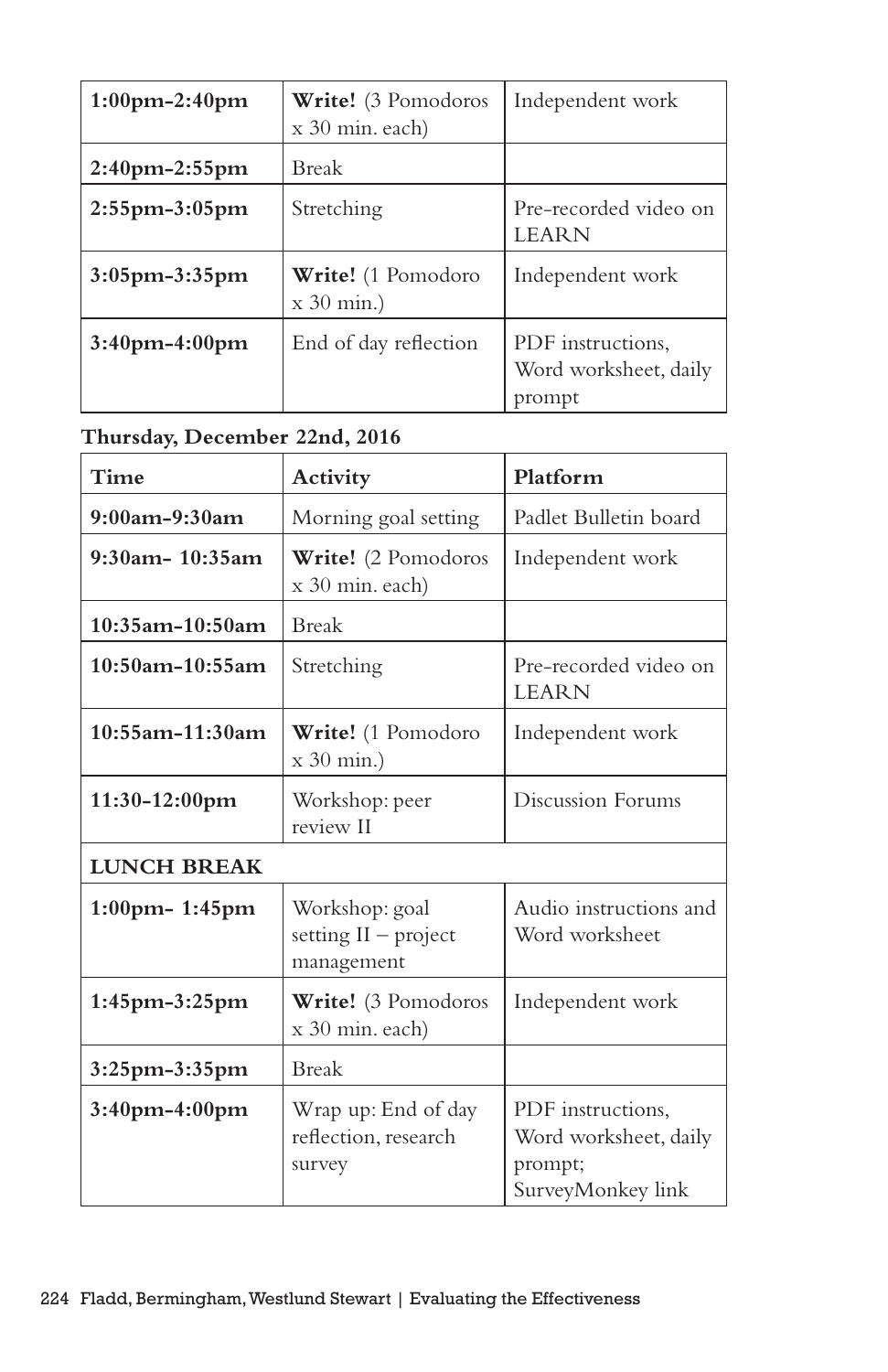| | | |
|---|---|---|
| **1:00pm-2:40pm** | **Write!** (3 Pomodoros x 30 min. each) | Independent work |
| **2:40pm-2:55pm** | Break | |
| **2:55pm-3:05pm** | Stretching | Pre-recorded video on LEARN |
| **3:05pm-3:35pm** | **Write!** (1 Pomodoro x 30 min.) | Independent work |
| **3:40pm-4:00pm** | End of day reflection | PDF instructions, Word worksheet, daily prompt |

**Thursday, December 22nd, 2016**

| **Time** | **Activity** | **Platform** |
|---|---|---|
| **9:00am-9:30am** | Morning goal setting | Padlet Bulletin board |
| **9:30am- 10:35am** | **Write!** (2 Pomodoros x 30 min. each) | Independent work |
| **10:35am-10:50am** | Break | |
| **10:50am-10:55am** | Stretching | Pre-recorded video on LEARN |
| **10:55am-11:30am** | **Write!** (1 Pomodoro x 30 min.) | Independent work |
| **11:30-12:00pm** | Workshop: peer review II | Discussion Forums |
| **LUNCH BREAK** | | |
| **1:00pm- 1:45pm** | Workshop: goal setting II – project management | Audio instructions and Word worksheet |
| **1:45pm-3:25pm** | **Write!** (3 Pomodoros x 30 min. each) | Independent work |
| **3:25pm-3:35pm** | Break | |
| **3:40pm-4:00pm** | Wrap up: End of day reflection, research survey | PDF instructions, Word worksheet, daily prompt; SurveyMonkey link |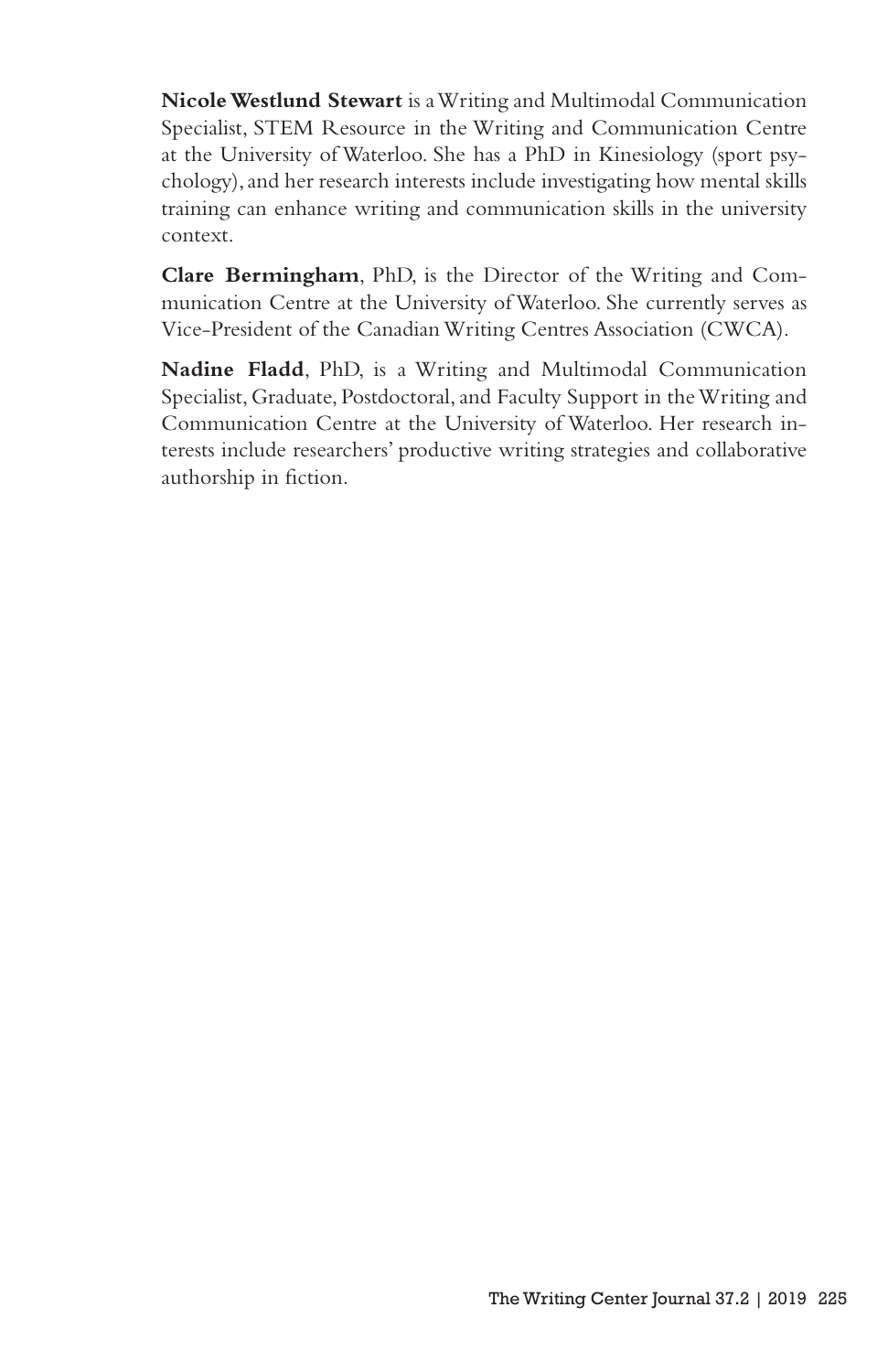**Nicole Westlund Stewart** is a Writing and Multimodal Communication Specialist, STEM Resource in the Writing and Communication Centre at the University of Waterloo. She has a PhD in Kinesiology (sport psychology), and her research interests include investigating how mental skills training can enhance writing and communication skills in the university context.

**Clare Bermingham**, PhD, is the Director of the Writing and Communication Centre at the University of Waterloo. She currently serves as Vice-President of the Canadian Writing Centres Association (CWCA).

**Nadine Fladd**, PhD, is a Writing and Multimodal Communication Specialist, Graduate, Postdoctoral, and Faculty Support in the Writing and Communication Centre at the University of Waterloo. Her research interests include researchers' productive writing strategies and collaborative authorship in fiction.